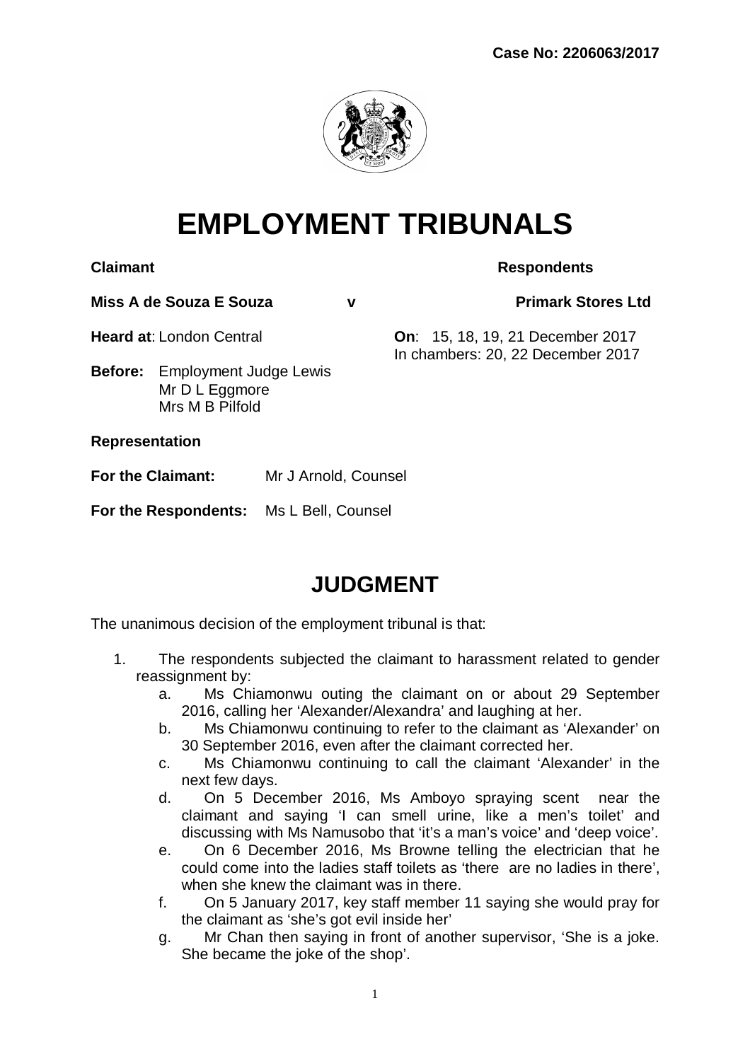**Case No: 2206063/2017**

# EMPLOYMENT TRIBUNALS

| **Claimant** | | **Respondents** |
|---|---|---|
| **Miss A de Souza E Souza** | **v** | **Primark Stores Ltd** |

**Heard at**: London Central

**On**: 15, 18, 19, 21 December 2017
In chambers: 20, 22 December 2017

**Before:** Employment Judge Lewis
Mr D L Eggmore
Mrs M B Pilfold

**Representation**

**For the Claimant:** Mr J Arnold, Counsel

**For the Respondents:** Ms L Bell, Counsel

## JUDGMENT

The unanimous decision of the employment tribunal is that:

1. The respondents subjected the claimant to harassment related to gender reassignment by:
   a. Ms Chiamonwu outing the claimant on or about 29 September 2016, calling her 'Alexander/Alexandra' and laughing at her.
   b. Ms Chiamonwu continuing to refer to the claimant as 'Alexander' on 30 September 2016, even after the claimant corrected her.
   c. Ms Chiamonwu continuing to call the claimant 'Alexander' in the next few days.
   d. On 5 December 2016, Ms Amboyo spraying scent near the claimant and saying 'I can smell urine, like a men's toilet' and discussing with Ms Namusobo that 'it's a man's voice' and 'deep voice'.
   e. On 6 December 2016, Ms Browne telling the electrician that he could come into the ladies staff toilets as 'there are no ladies in there', when she knew the claimant was in there.
   f. On 5 January 2017, key staff member 11 saying she would pray for the claimant as 'she's got evil inside her'
   g. Mr Chan then saying in front of another supervisor, 'She is a joke. She became the joke of the shop'.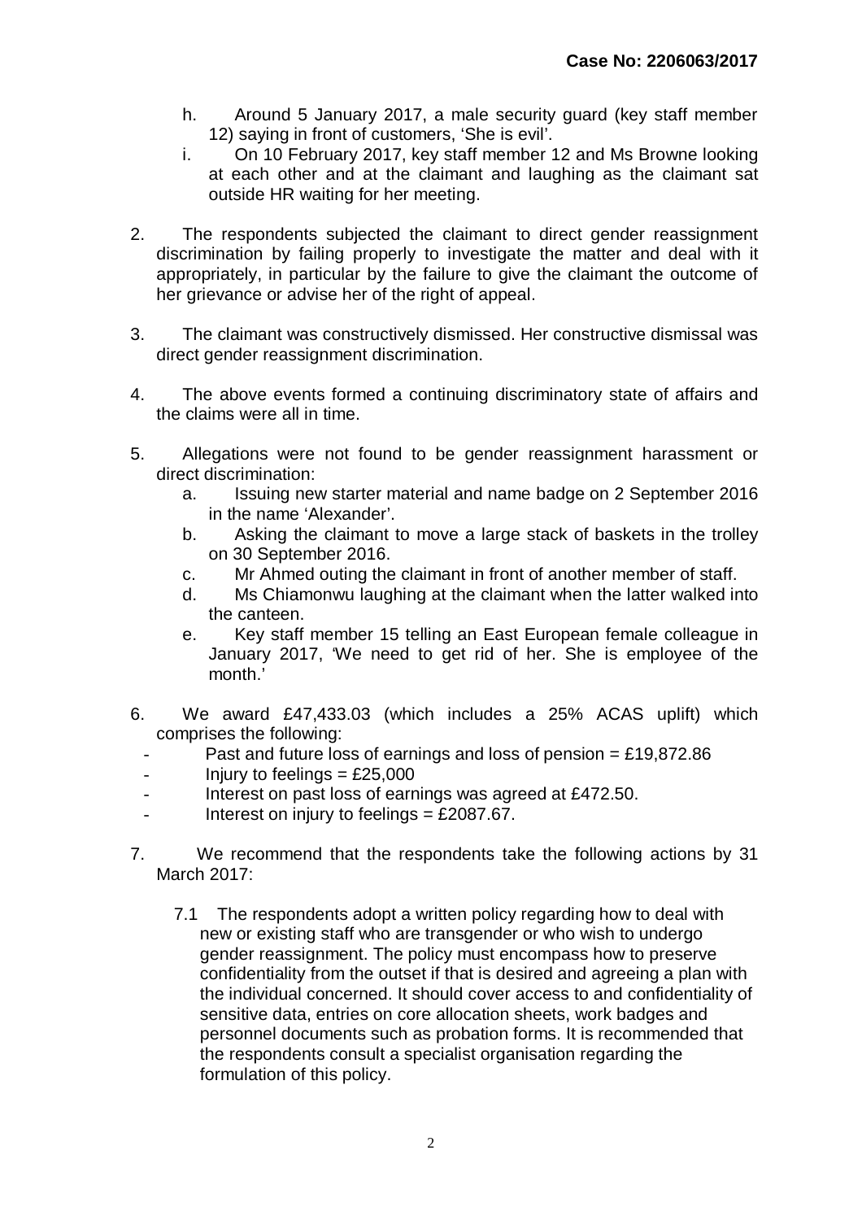h. Around 5 January 2017, a male security guard (key staff member 12) saying in front of customers, 'She is evil'.

i. On 10 February 2017, key staff member 12 and Ms Browne looking at each other and at the claimant and laughing as the claimant sat outside HR waiting for her meeting.

2. The respondents subjected the claimant to direct gender reassignment discrimination by failing properly to investigate the matter and deal with it appropriately, in particular by the failure to give the claimant the outcome of her grievance or advise her of the right of appeal.

3. The claimant was constructively dismissed. Her constructive dismissal was direct gender reassignment discrimination.

4. The above events formed a continuing discriminatory state of affairs and the claims were all in time.

5. Allegations were not found to be gender reassignment harassment or direct discrimination:

   a. Issuing new starter material and name badge on 2 September 2016 in the name 'Alexander'.

   b. Asking the claimant to move a large stack of baskets in the trolley on 30 September 2016.

   c. Mr Ahmed outing the claimant in front of another member of staff.

   d. Ms Chiamonwu laughing at the claimant when the latter walked into the canteen.

   e. Key staff member 15 telling an East European female colleague in January 2017, 'We need to get rid of her. She is employee of the month.'

6. We award £47,433.03 (which includes a 25% ACAS uplift) which comprises the following:

   - Past and future loss of earnings and loss of pension = £19,872.86
   - Injury to feelings = £25,000
   - Interest on past loss of earnings was agreed at £472.50.
   - Interest on injury to feelings = £2087.67.

7. We recommend that the respondents take the following actions by 31 March 2017:

   7.1 The respondents adopt a written policy regarding how to deal with new or existing staff who are transgender or who wish to undergo gender reassignment. The policy must encompass how to preserve confidentiality from the outset if that is desired and agreeing a plan with the individual concerned. It should cover access to and confidentiality of sensitive data, entries on core allocation sheets, work badges and personnel documents such as probation forms. It is recommended that the respondents consult a specialist organisation regarding the formulation of this policy.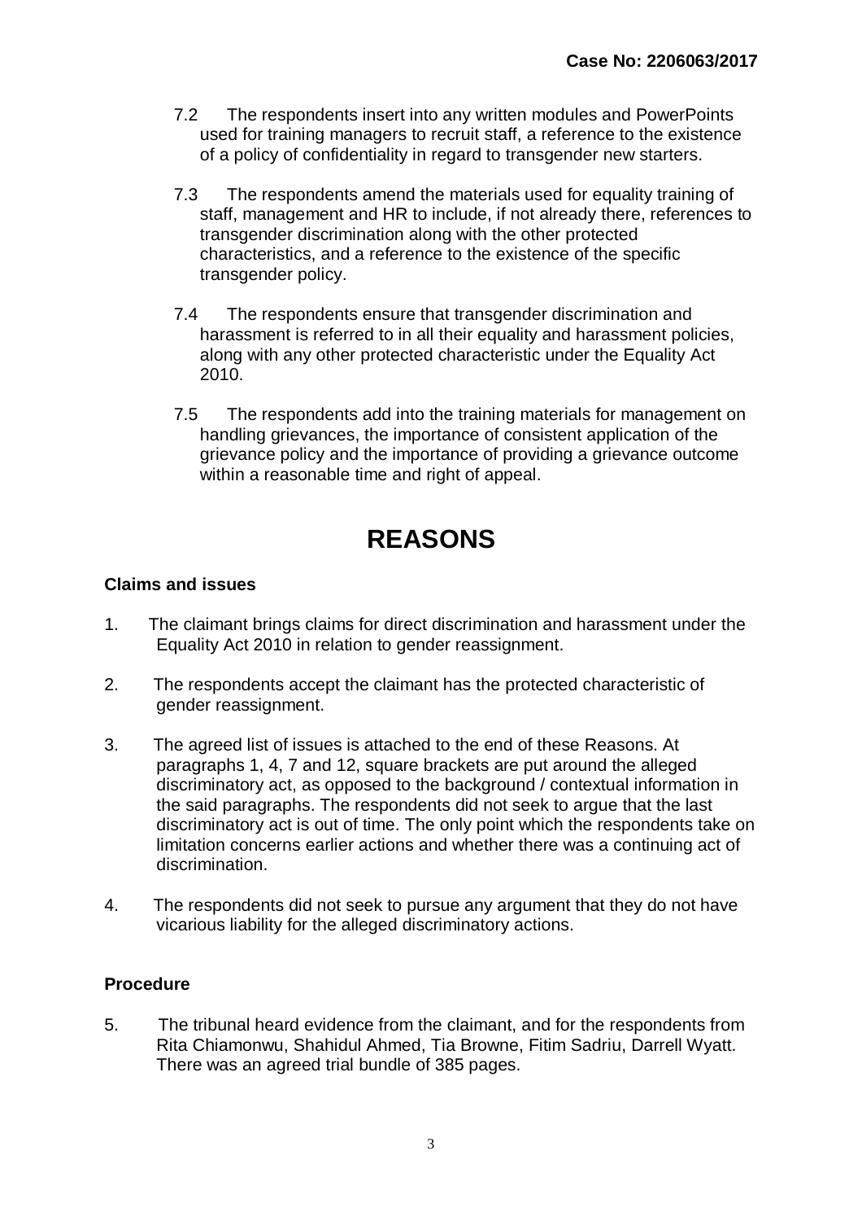7.2 The respondents insert into any written modules and PowerPoints used for training managers to recruit staff, a reference to the existence of a policy of confidentiality in regard to transgender new starters.

7.3 The respondents amend the materials used for equality training of staff, management and HR to include, if not already there, references to transgender discrimination along with the other protected characteristics, and a reference to the existence of the specific transgender policy.

7.4 The respondents ensure that transgender discrimination and harassment is referred to in all their equality and harassment policies, along with any other protected characteristic under the Equality Act 2010.

7.5 The respondents add into the training materials for management on handling grievances, the importance of consistent application of the grievance policy and the importance of providing a grievance outcome within a reasonable time and right of appeal.

# REASONS

### Claims and issues

1. The claimant brings claims for direct discrimination and harassment under the Equality Act 2010 in relation to gender reassignment.

2. The respondents accept the claimant has the protected characteristic of gender reassignment.

3. The agreed list of issues is attached to the end of these Reasons. At paragraphs 1, 4, 7 and 12, square brackets are put around the alleged discriminatory act, as opposed to the background / contextual information in the said paragraphs. The respondents did not seek to argue that the last discriminatory act is out of time. The only point which the respondents take on limitation concerns earlier actions and whether there was a continuing act of discrimination.

4. The respondents did not seek to pursue any argument that they do not have vicarious liability for the alleged discriminatory actions.

### Procedure

5. The tribunal heard evidence from the claimant, and for the respondents from Rita Chiamonwu, Shahidul Ahmed, Tia Browne, Fitim Sadriu, Darrell Wyatt. There was an agreed trial bundle of 385 pages.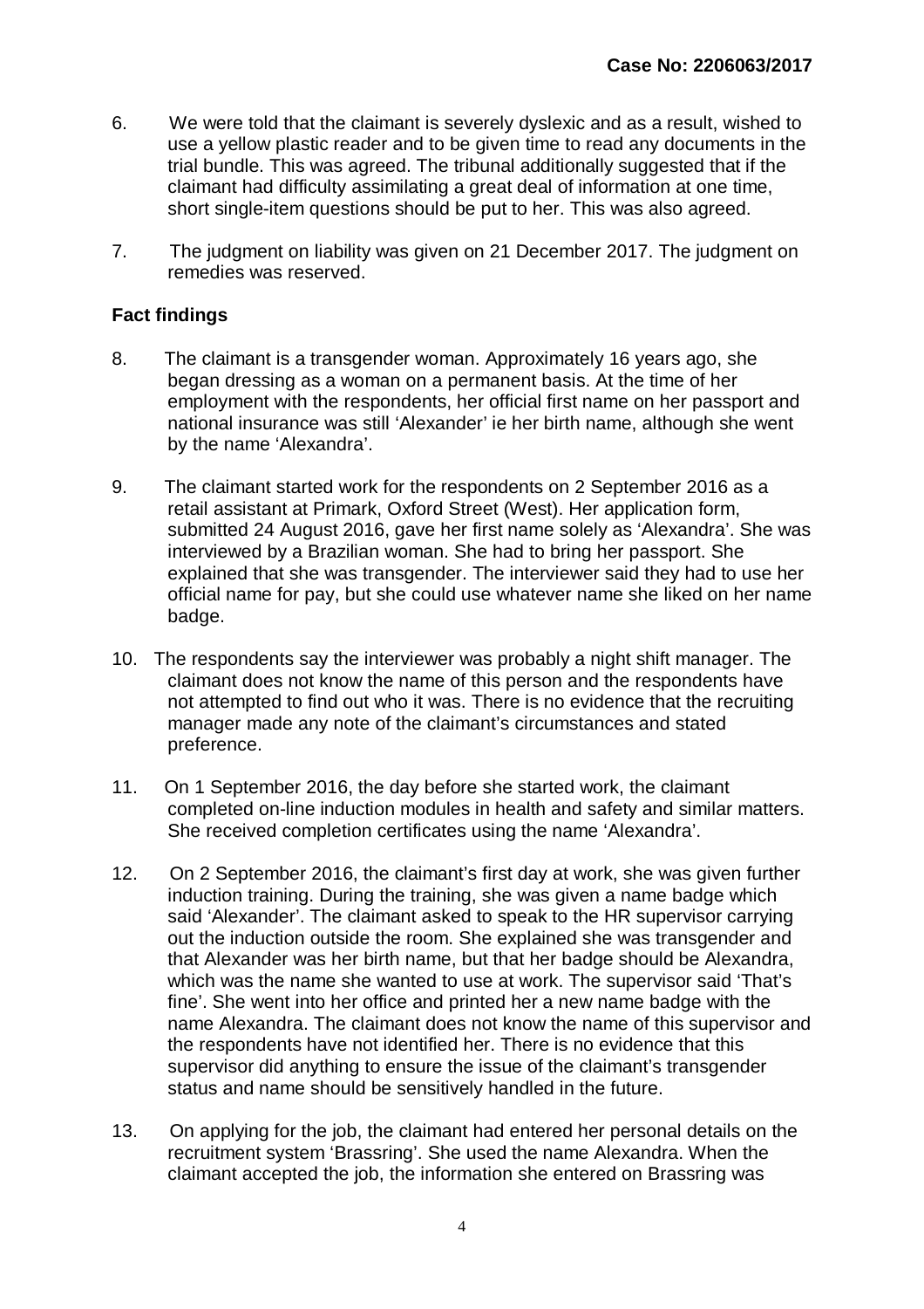6. We were told that the claimant is severely dyslexic and as a result, wished to use a yellow plastic reader and to be given time to read any documents in the trial bundle. This was agreed. The tribunal additionally suggested that if the claimant had difficulty assimilating a great deal of information at one time, short single-item questions should be put to her. This was also agreed.

7. The judgment on liability was given on 21 December 2017. The judgment on remedies was reserved.

**Fact findings**

8. The claimant is a transgender woman. Approximately 16 years ago, she began dressing as a woman on a permanent basis. At the time of her employment with the respondents, her official first name on her passport and national insurance was still 'Alexander' ie her birth name, although she went by the name 'Alexandra'.

9. The claimant started work for the respondents on 2 September 2016 as a retail assistant at Primark, Oxford Street (West). Her application form, submitted 24 August 2016, gave her first name solely as 'Alexandra'. She was interviewed by a Brazilian woman. She had to bring her passport. She explained that she was transgender. The interviewer said they had to use her official name for pay, but she could use whatever name she liked on her name badge.

10. The respondents say the interviewer was probably a night shift manager. The claimant does not know the name of this person and the respondents have not attempted to find out who it was. There is no evidence that the recruiting manager made any note of the claimant's circumstances and stated preference.

11. On 1 September 2016, the day before she started work, the claimant completed on-line induction modules in health and safety and similar matters. She received completion certificates using the name 'Alexandra'.

12. On 2 September 2016, the claimant's first day at work, she was given further induction training. During the training, she was given a name badge which said 'Alexander'. The claimant asked to speak to the HR supervisor carrying out the induction outside the room. She explained she was transgender and that Alexander was her birth name, but that her badge should be Alexandra, which was the name she wanted to use at work. The supervisor said 'That's fine'. She went into her office and printed her a new name badge with the name Alexandra. The claimant does not know the name of this supervisor and the respondents have not identified her. There is no evidence that this supervisor did anything to ensure the issue of the claimant's transgender status and name should be sensitively handled in the future.

13. On applying for the job, the claimant had entered her personal details on the recruitment system 'Brassring'. She used the name Alexandra. When the claimant accepted the job, the information she entered on Brassring was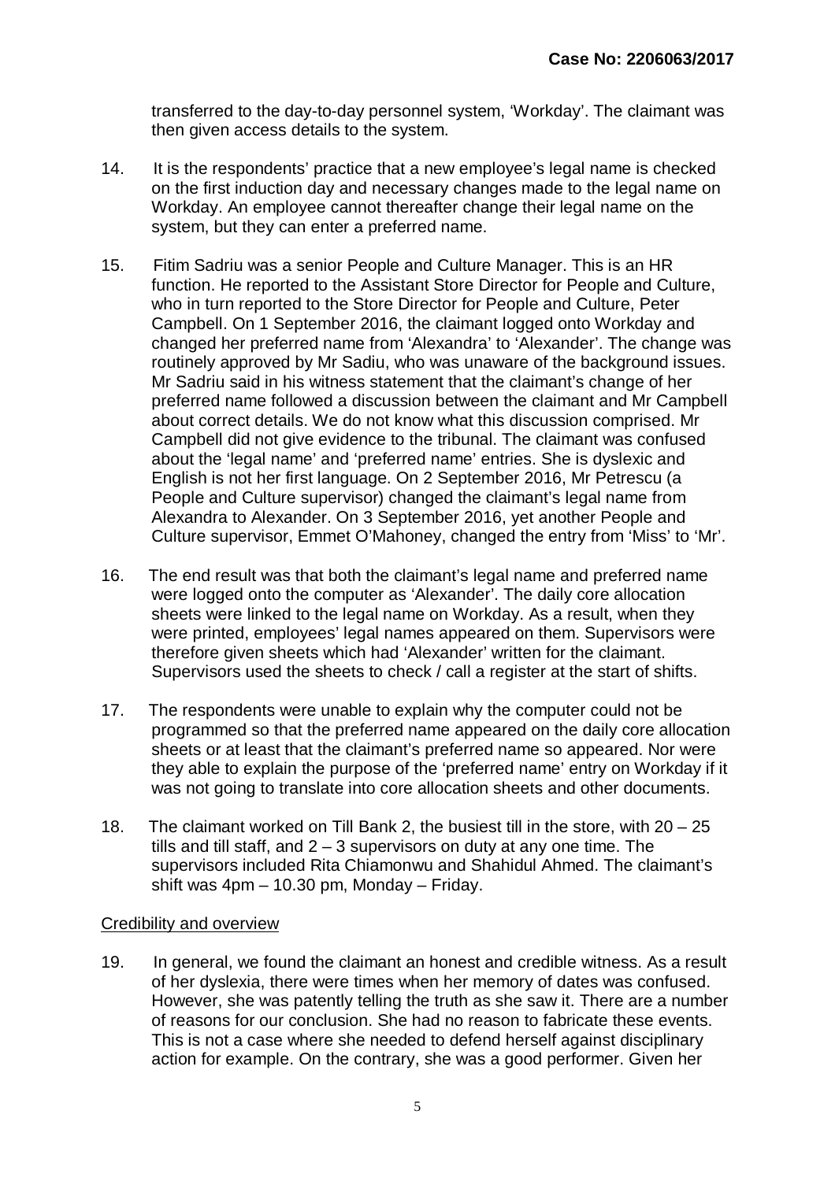transferred to the day-to-day personnel system, 'Workday'. The claimant was then given access details to the system.

14. It is the respondents' practice that a new employee's legal name is checked on the first induction day and necessary changes made to the legal name on Workday. An employee cannot thereafter change their legal name on the system, but they can enter a preferred name.

15. Fitim Sadriu was a senior People and Culture Manager. This is an HR function. He reported to the Assistant Store Director for People and Culture, who in turn reported to the Store Director for People and Culture, Peter Campbell. On 1 September 2016, the claimant logged onto Workday and changed her preferred name from 'Alexandra' to 'Alexander'. The change was routinely approved by Mr Sadiu, who was unaware of the background issues. Mr Sadriu said in his witness statement that the claimant's change of her preferred name followed a discussion between the claimant and Mr Campbell about correct details. We do not know what this discussion comprised. Mr Campbell did not give evidence to the tribunal. The claimant was confused about the 'legal name' and 'preferred name' entries. She is dyslexic and English is not her first language. On 2 September 2016, Mr Petrescu (a People and Culture supervisor) changed the claimant's legal name from Alexandra to Alexander. On 3 September 2016, yet another People and Culture supervisor, Emmet O'Mahoney, changed the entry from 'Miss' to 'Mr'.

16. The end result was that both the claimant's legal name and preferred name were logged onto the computer as 'Alexander'. The daily core allocation sheets were linked to the legal name on Workday. As a result, when they were printed, employees' legal names appeared on them. Supervisors were therefore given sheets which had 'Alexander' written for the claimant. Supervisors used the sheets to check / call a register at the start of shifts.

17. The respondents were unable to explain why the computer could not be programmed so that the preferred name appeared on the daily core allocation sheets or at least that the claimant's preferred name so appeared. Nor were they able to explain the purpose of the 'preferred name' entry on Workday if it was not going to translate into core allocation sheets and other documents.

18. The claimant worked on Till Bank 2, the busiest till in the store, with 20 – 25 tills and till staff, and 2 – 3 supervisors on duty at any one time. The supervisors included Rita Chiamonwu and Shahidul Ahmed. The claimant's shift was 4pm – 10.30 pm, Monday – Friday.

<u>Credibility and overview</u>

19. In general, we found the claimant an honest and credible witness. As a result of her dyslexia, there were times when her memory of dates was confused. However, she was patently telling the truth as she saw it. There are a number of reasons for our conclusion. She had no reason to fabricate these events. This is not a case where she needed to defend herself against disciplinary action for example. On the contrary, she was a good performer. Given her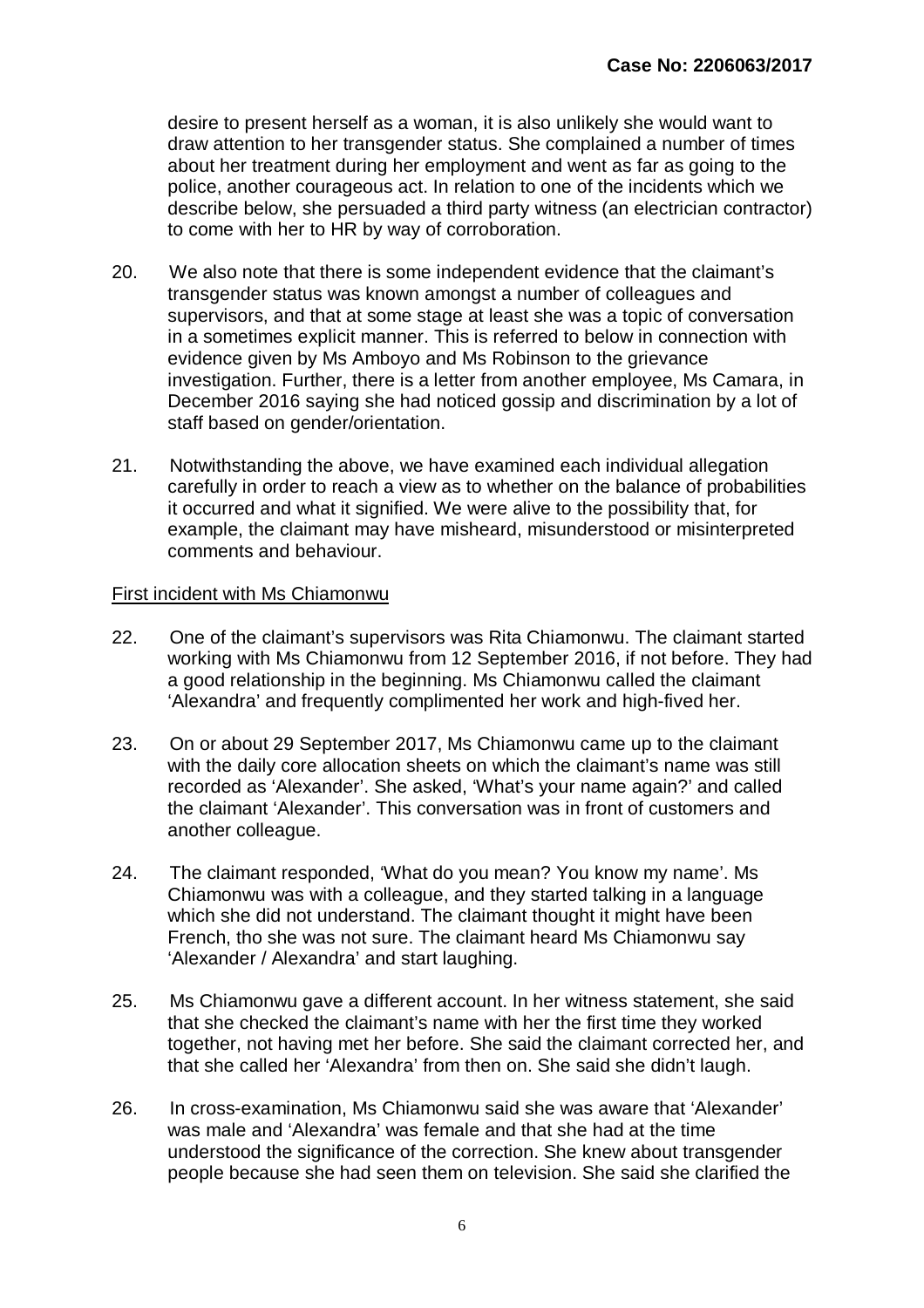desire to present herself as a woman, it is also unlikely she would want to draw attention to her transgender status. She complained a number of times about her treatment during her employment and went as far as going to the police, another courageous act. In relation to one of the incidents which we describe below, she persuaded a third party witness (an electrician contractor) to come with her to HR by way of corroboration.

20. We also note that there is some independent evidence that the claimant's transgender status was known amongst a number of colleagues and supervisors, and that at some stage at least she was a topic of conversation in a sometimes explicit manner. This is referred to below in connection with evidence given by Ms Amboyo and Ms Robinson to the grievance investigation. Further, there is a letter from another employee, Ms Camara, in December 2016 saying she had noticed gossip and discrimination by a lot of staff based on gender/orientation.

21. Notwithstanding the above, we have examined each individual allegation carefully in order to reach a view as to whether on the balance of probabilities it occurred and what it signified. We were alive to the possibility that, for example, the claimant may have misheard, misunderstood or misinterpreted comments and behaviour.

<u>First incident with Ms Chiamonwu</u>

22. One of the claimant's supervisors was Rita Chiamonwu. The claimant started working with Ms Chiamonwu from 12 September 2016, if not before. They had a good relationship in the beginning. Ms Chiamonwu called the claimant 'Alexandra' and frequently complimented her work and high-fived her.

23. On or about 29 September 2017, Ms Chiamonwu came up to the claimant with the daily core allocation sheets on which the claimant's name was still recorded as 'Alexander'. She asked, 'What's your name again?' and called the claimant 'Alexander'. This conversation was in front of customers and another colleague.

24. The claimant responded, 'What do you mean? You know my name'. Ms Chiamonwu was with a colleague, and they started talking in a language which she did not understand. The claimant thought it might have been French, tho she was not sure. The claimant heard Ms Chiamonwu say 'Alexander / Alexandra' and start laughing.

25. Ms Chiamonwu gave a different account. In her witness statement, she said that she checked the claimant's name with her the first time they worked together, not having met her before. She said the claimant corrected her, and that she called her 'Alexandra' from then on. She said she didn't laugh.

26. In cross-examination, Ms Chiamonwu said she was aware that 'Alexander' was male and 'Alexandra' was female and that she had at the time understood the significance of the correction. She knew about transgender people because she had seen them on television. She said she clarified the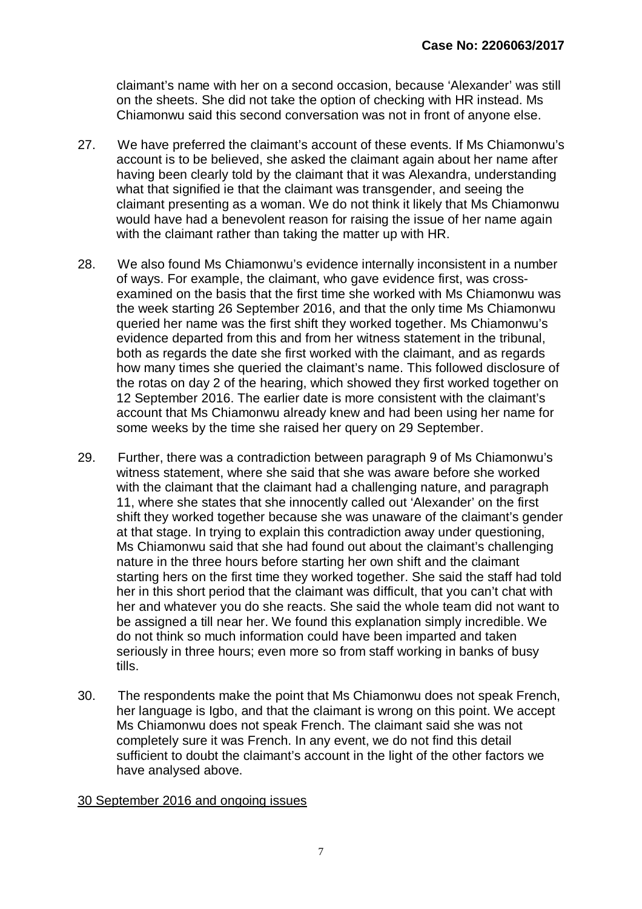claimant's name with her on a second occasion, because 'Alexander' was still on the sheets. She did not take the option of checking with HR instead. Ms Chiamonwu said this second conversation was not in front of anyone else.

27. We have preferred the claimant's account of these events. If Ms Chiamonwu's account is to be believed, she asked the claimant again about her name after having been clearly told by the claimant that it was Alexandra, understanding what that signified ie that the claimant was transgender, and seeing the claimant presenting as a woman. We do not think it likely that Ms Chiamonwu would have had a benevolent reason for raising the issue of her name again with the claimant rather than taking the matter up with HR.

28. We also found Ms Chiamonwu's evidence internally inconsistent in a number of ways. For example, the claimant, who gave evidence first, was cross-examined on the basis that the first time she worked with Ms Chiamonwu was the week starting 26 September 2016, and that the only time Ms Chiamonwu queried her name was the first shift they worked together. Ms Chiamonwu's evidence departed from this and from her witness statement in the tribunal, both as regards the date she first worked with the claimant, and as regards how many times she queried the claimant's name. This followed disclosure of the rotas on day 2 of the hearing, which showed they first worked together on 12 September 2016. The earlier date is more consistent with the claimant's account that Ms Chiamonwu already knew and had been using her name for some weeks by the time she raised her query on 29 September.

29. Further, there was a contradiction between paragraph 9 of Ms Chiamonwu's witness statement, where she said that she was aware before she worked with the claimant that the claimant had a challenging nature, and paragraph 11, where she states that she innocently called out 'Alexander' on the first shift they worked together because she was unaware of the claimant's gender at that stage. In trying to explain this contradiction away under questioning, Ms Chiamonwu said that she had found out about the claimant's challenging nature in the three hours before starting her own shift and the claimant starting hers on the first time they worked together. She said the staff had told her in this short period that the claimant was difficult, that you can't chat with her and whatever you do she reacts. She said the whole team did not want to be assigned a till near her. We found this explanation simply incredible. We do not think so much information could have been imparted and taken seriously in three hours; even more so from staff working in banks of busy tills.

30. The respondents make the point that Ms Chiamonwu does not speak French, her language is Igbo, and that the claimant is wrong on this point. We accept Ms Chiamonwu does not speak French. The claimant said she was not completely sure it was French. In any event, we do not find this detail sufficient to doubt the claimant's account in the light of the other factors we have analysed above.

<u>30 September 2016 and ongoing issues</u>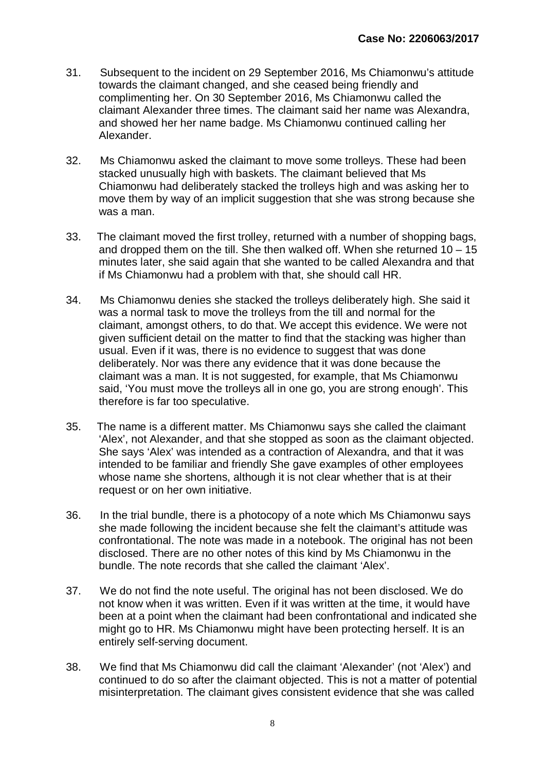31. Subsequent to the incident on 29 September 2016, Ms Chiamonwu's attitude towards the claimant changed, and she ceased being friendly and complimenting her. On 30 September 2016, Ms Chiamonwu called the claimant Alexander three times. The claimant said her name was Alexandra, and showed her her name badge. Ms Chiamonwu continued calling her Alexander.

32. Ms Chiamonwu asked the claimant to move some trolleys. These had been stacked unusually high with baskets. The claimant believed that Ms Chiamonwu had deliberately stacked the trolleys high and was asking her to move them by way of an implicit suggestion that she was strong because she was a man.

33. The claimant moved the first trolley, returned with a number of shopping bags, and dropped them on the till. She then walked off. When she returned 10 – 15 minutes later, she said again that she wanted to be called Alexandra and that if Ms Chiamonwu had a problem with that, she should call HR.

34. Ms Chiamonwu denies she stacked the trolleys deliberately high. She said it was a normal task to move the trolleys from the till and normal for the claimant, amongst others, to do that. We accept this evidence. We were not given sufficient detail on the matter to find that the stacking was higher than usual. Even if it was, there is no evidence to suggest that was done deliberately. Nor was there any evidence that it was done because the claimant was a man. It is not suggested, for example, that Ms Chiamonwu said, 'You must move the trolleys all in one go, you are strong enough'. This therefore is far too speculative.

35. The name is a different matter. Ms Chiamonwu says she called the claimant 'Alex', not Alexander, and that she stopped as soon as the claimant objected. She says 'Alex' was intended as a contraction of Alexandra, and that it was intended to be familiar and friendly She gave examples of other employees whose name she shortens, although it is not clear whether that is at their request or on her own initiative.

36. In the trial bundle, there is a photocopy of a note which Ms Chiamonwu says she made following the incident because she felt the claimant's attitude was confrontational. The note was made in a notebook. The original has not been disclosed. There are no other notes of this kind by Ms Chiamonwu in the bundle. The note records that she called the claimant 'Alex'.

37. We do not find the note useful. The original has not been disclosed. We do not know when it was written. Even if it was written at the time, it would have been at a point when the claimant had been confrontational and indicated she might go to HR. Ms Chiamonwu might have been protecting herself. It is an entirely self-serving document.

38. We find that Ms Chiamonwu did call the claimant 'Alexander' (not 'Alex') and continued to do so after the claimant objected. This is not a matter of potential misinterpretation. The claimant gives consistent evidence that she was called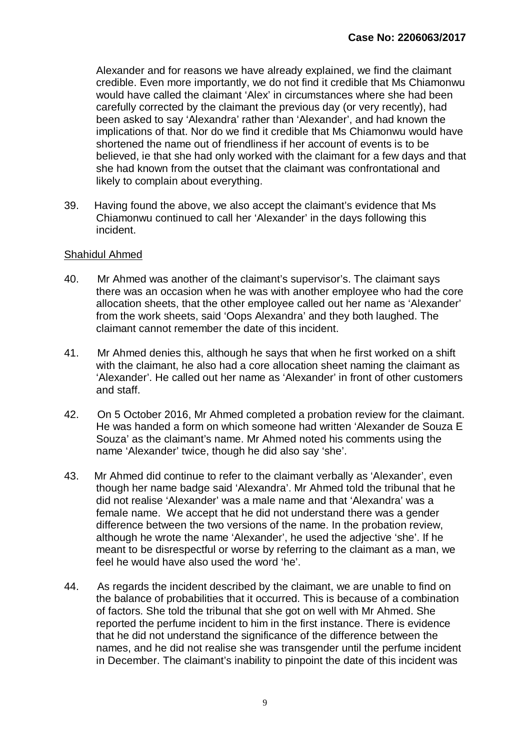Alexander and for reasons we have already explained, we find the claimant credible. Even more importantly, we do not find it credible that Ms Chiamonwu would have called the claimant 'Alex' in circumstances where she had been carefully corrected by the claimant the previous day (or very recently), had been asked to say 'Alexandra' rather than 'Alexander', and had known the implications of that. Nor do we find it credible that Ms Chiamonwu would have shortened the name out of friendliness if her account of events is to be believed, ie that she had only worked with the claimant for a few days and that she had known from the outset that the claimant was confrontational and likely to complain about everything.

39. Having found the above, we also accept the claimant's evidence that Ms Chiamonwu continued to call her 'Alexander' in the days following this incident.

<u>Shahidul Ahmed</u>

40. Mr Ahmed was another of the claimant's supervisor's. The claimant says there was an occasion when he was with another employee who had the core allocation sheets, that the other employee called out her name as 'Alexander' from the work sheets, said 'Oops Alexandra' and they both laughed. The claimant cannot remember the date of this incident.

41. Mr Ahmed denies this, although he says that when he first worked on a shift with the claimant, he also had a core allocation sheet naming the claimant as 'Alexander'. He called out her name as 'Alexander' in front of other customers and staff.

42. On 5 October 2016, Mr Ahmed completed a probation review for the claimant. He was handed a form on which someone had written 'Alexander de Souza E Souza' as the claimant's name. Mr Ahmed noted his comments using the name 'Alexander' twice, though he did also say 'she'.

43. Mr Ahmed did continue to refer to the claimant verbally as 'Alexander', even though her name badge said 'Alexandra'. Mr Ahmed told the tribunal that he did not realise 'Alexander' was a male name and that 'Alexandra' was a female name. We accept that he did not understand there was a gender difference between the two versions of the name. In the probation review, although he wrote the name 'Alexander', he used the adjective 'she'. If he meant to be disrespectful or worse by referring to the claimant as a man, we feel he would have also used the word 'he'.

44. As regards the incident described by the claimant, we are unable to find on the balance of probabilities that it occurred. This is because of a combination of factors. She told the tribunal that she got on well with Mr Ahmed. She reported the perfume incident to him in the first instance. There is evidence that he did not understand the significance of the difference between the names, and he did not realise she was transgender until the perfume incident in December. The claimant's inability to pinpoint the date of this incident was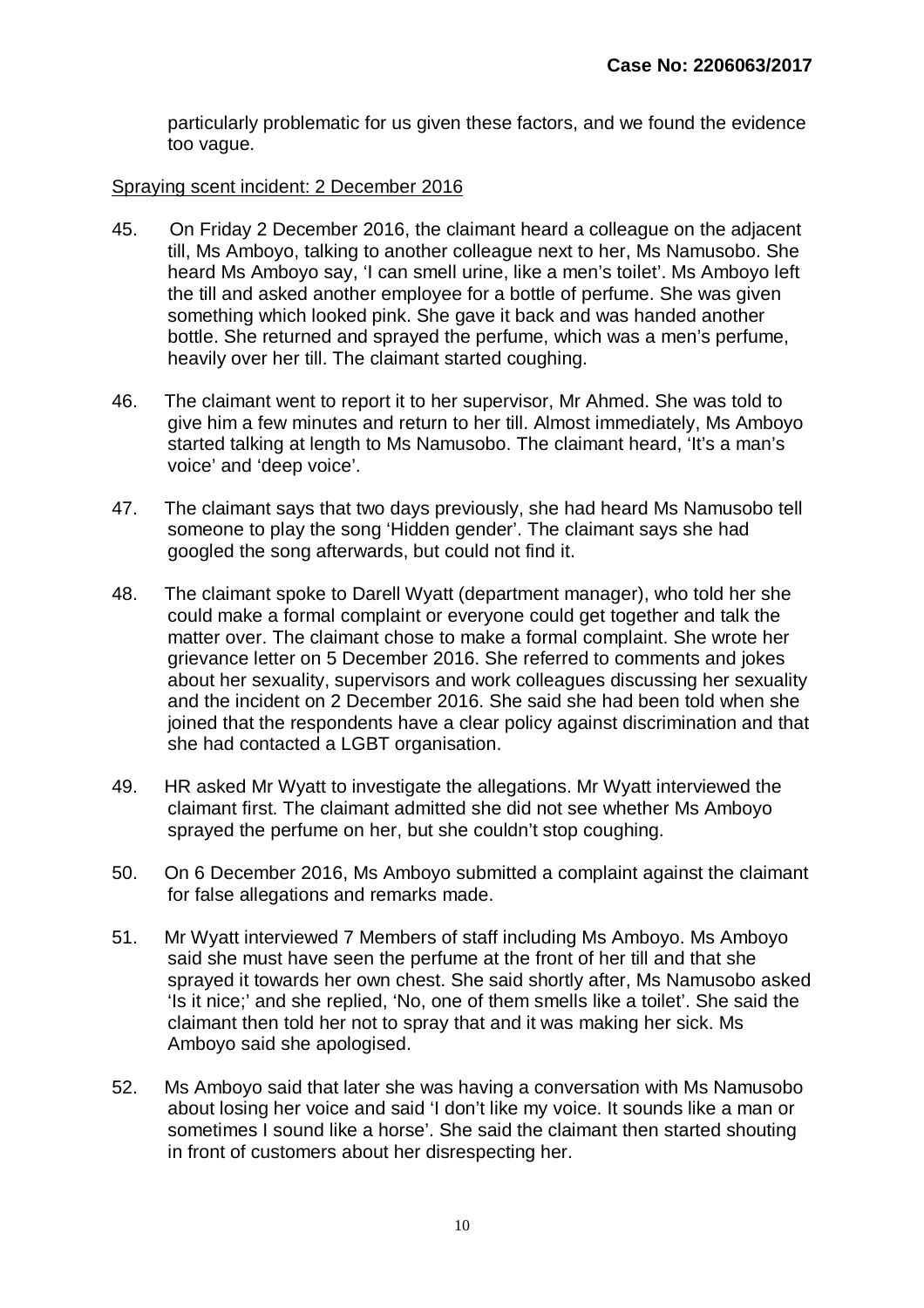particularly problematic for us given these factors, and we found the evidence too vague.

Spraying scent incident: 2 December 2016

45. On Friday 2 December 2016, the claimant heard a colleague on the adjacent till, Ms Amboyo, talking to another colleague next to her, Ms Namusobo. She heard Ms Amboyo say, 'I can smell urine, like a men's toilet'. Ms Amboyo left the till and asked another employee for a bottle of perfume. She was given something which looked pink. She gave it back and was handed another bottle. She returned and sprayed the perfume, which was a men's perfume, heavily over her till. The claimant started coughing.

46. The claimant went to report it to her supervisor, Mr Ahmed. She was told to give him a few minutes and return to her till. Almost immediately, Ms Amboyo started talking at length to Ms Namusobo. The claimant heard, 'It's a man's voice' and 'deep voice'.

47. The claimant says that two days previously, she had heard Ms Namusobo tell someone to play the song 'Hidden gender'. The claimant says she had googled the song afterwards, but could not find it.

48. The claimant spoke to Darell Wyatt (department manager), who told her she could make a formal complaint or everyone could get together and talk the matter over. The claimant chose to make a formal complaint. She wrote her grievance letter on 5 December 2016. She referred to comments and jokes about her sexuality, supervisors and work colleagues discussing her sexuality and the incident on 2 December 2016. She said she had been told when she joined that the respondents have a clear policy against discrimination and that she had contacted a LGBT organisation.

49. HR asked Mr Wyatt to investigate the allegations. Mr Wyatt interviewed the claimant first. The claimant admitted she did not see whether Ms Amboyo sprayed the perfume on her, but she couldn't stop coughing.

50. On 6 December 2016, Ms Amboyo submitted a complaint against the claimant for false allegations and remarks made.

51. Mr Wyatt interviewed 7 Members of staff including Ms Amboyo. Ms Amboyo said she must have seen the perfume at the front of her till and that she sprayed it towards her own chest. She said shortly after, Ms Namusobo asked 'Is it nice;' and she replied, 'No, one of them smells like a toilet'. She said the claimant then told her not to spray that and it was making her sick. Ms Amboyo said she apologised.

52. Ms Amboyo said that later she was having a conversation with Ms Namusobo about losing her voice and said 'I don't like my voice. It sounds like a man or sometimes I sound like a horse'. She said the claimant then started shouting in front of customers about her disrespecting her.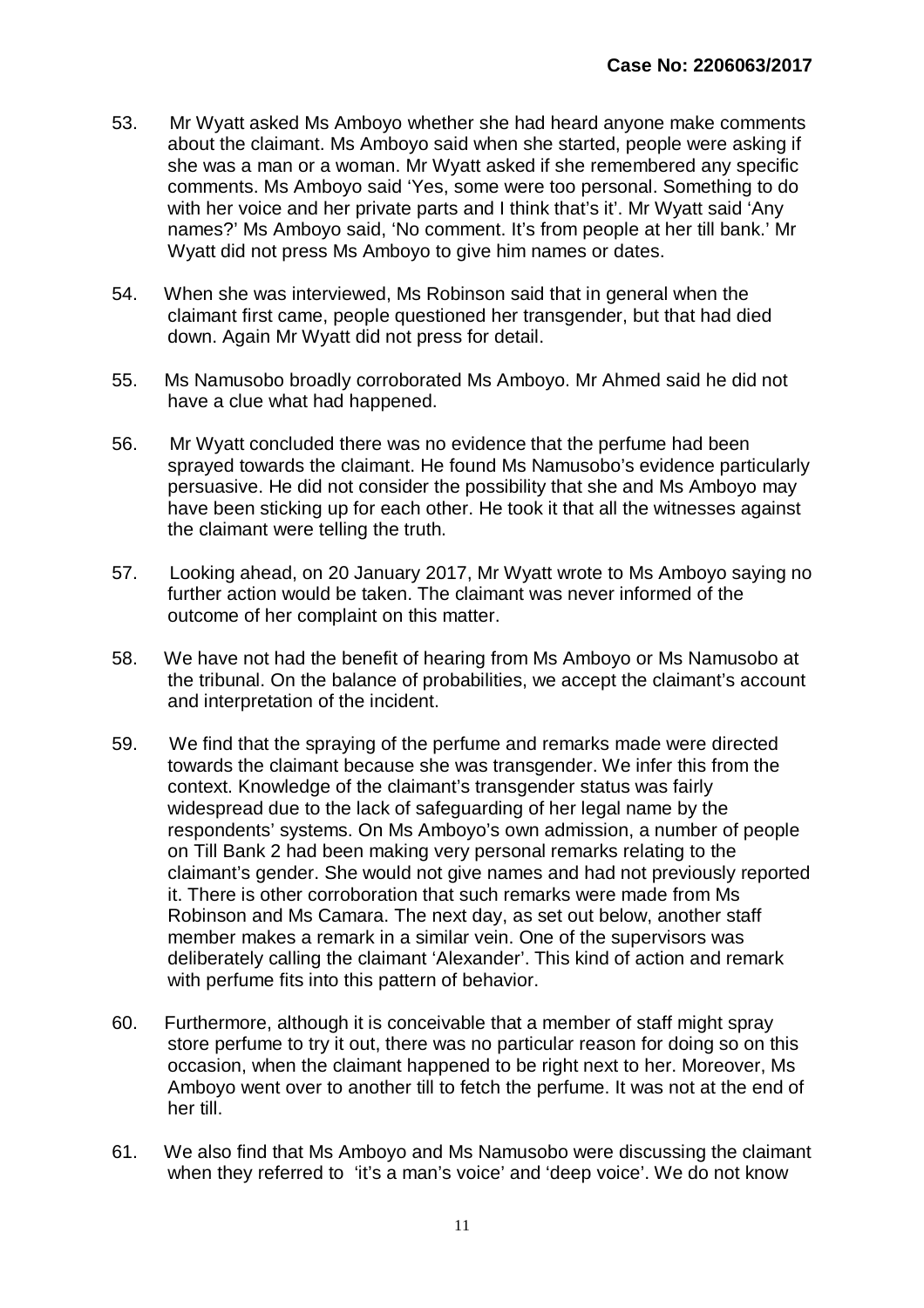53. Mr Wyatt asked Ms Amboyo whether she had heard anyone make comments about the claimant. Ms Amboyo said when she started, people were asking if she was a man or a woman. Mr Wyatt asked if she remembered any specific comments. Ms Amboyo said 'Yes, some were too personal. Something to do with her voice and her private parts and I think that's it'. Mr Wyatt said 'Any names?' Ms Amboyo said, 'No comment. It's from people at her till bank.' Mr Wyatt did not press Ms Amboyo to give him names or dates.

54. When she was interviewed, Ms Robinson said that in general when the claimant first came, people questioned her transgender, but that had died down. Again Mr Wyatt did not press for detail.

55. Ms Namusobo broadly corroborated Ms Amboyo. Mr Ahmed said he did not have a clue what had happened.

56. Mr Wyatt concluded there was no evidence that the perfume had been sprayed towards the claimant. He found Ms Namusobo's evidence particularly persuasive. He did not consider the possibility that she and Ms Amboyo may have been sticking up for each other. He took it that all the witnesses against the claimant were telling the truth.

57. Looking ahead, on 20 January 2017, Mr Wyatt wrote to Ms Amboyo saying no further action would be taken. The claimant was never informed of the outcome of her complaint on this matter.

58. We have not had the benefit of hearing from Ms Amboyo or Ms Namusobo at the tribunal. On the balance of probabilities, we accept the claimant's account and interpretation of the incident.

59. We find that the spraying of the perfume and remarks made were directed towards the claimant because she was transgender. We infer this from the context. Knowledge of the claimant's transgender status was fairly widespread due to the lack of safeguarding of her legal name by the respondents' systems. On Ms Amboyo's own admission, a number of people on Till Bank 2 had been making very personal remarks relating to the claimant's gender. She would not give names and had not previously reported it. There is other corroboration that such remarks were made from Ms Robinson and Ms Camara. The next day, as set out below, another staff member makes a remark in a similar vein. One of the supervisors was deliberately calling the claimant 'Alexander'. This kind of action and remark with perfume fits into this pattern of behavior.

60. Furthermore, although it is conceivable that a member of staff might spray store perfume to try it out, there was no particular reason for doing so on this occasion, when the claimant happened to be right next to her. Moreover, Ms Amboyo went over to another till to fetch the perfume. It was not at the end of her till.

61. We also find that Ms Amboyo and Ms Namusobo were discussing the claimant when they referred to 'it's a man's voice' and 'deep voice'. We do not know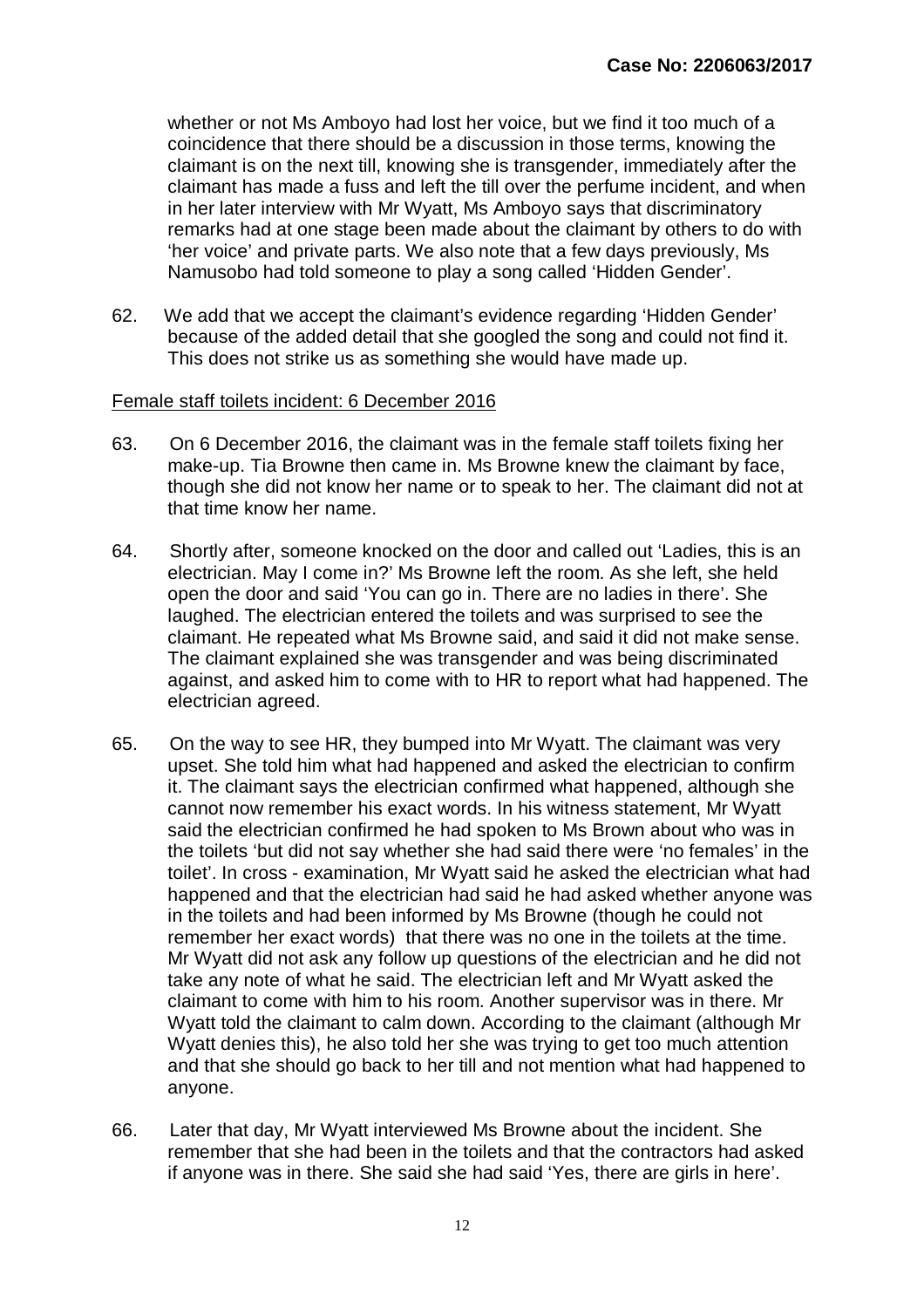whether or not Ms Amboyo had lost her voice, but we find it too much of a coincidence that there should be a discussion in those terms, knowing the claimant is on the next till, knowing she is transgender, immediately after the claimant has made a fuss and left the till over the perfume incident, and when in her later interview with Mr Wyatt, Ms Amboyo says that discriminatory remarks had at one stage been made about the claimant by others to do with 'her voice' and private parts. We also note that a few days previously, Ms Namusobo had told someone to play a song called 'Hidden Gender'.

62. We add that we accept the claimant's evidence regarding 'Hidden Gender' because of the added detail that she googled the song and could not find it. This does not strike us as something she would have made up.

Female staff toilets incident: 6 December 2016

63. On 6 December 2016, the claimant was in the female staff toilets fixing her make-up. Tia Browne then came in. Ms Browne knew the claimant by face, though she did not know her name or to speak to her. The claimant did not at that time know her name.

64. Shortly after, someone knocked on the door and called out 'Ladies, this is an electrician. May I come in?' Ms Browne left the room. As she left, she held open the door and said 'You can go in. There are no ladies in there'. She laughed. The electrician entered the toilets and was surprised to see the claimant. He repeated what Ms Browne said, and said it did not make sense. The claimant explained she was transgender and was being discriminated against, and asked him to come with to HR to report what had happened. The electrician agreed.

65. On the way to see HR, they bumped into Mr Wyatt. The claimant was very upset. She told him what had happened and asked the electrician to confirm it. The claimant says the electrician confirmed what happened, although she cannot now remember his exact words. In his witness statement, Mr Wyatt said the electrician confirmed he had spoken to Ms Brown about who was in the toilets 'but did not say whether she had said there were 'no females' in the toilet'. In cross - examination, Mr Wyatt said he asked the electrician what had happened and that the electrician had said he had asked whether anyone was in the toilets and had been informed by Ms Browne (though he could not remember her exact words) that there was no one in the toilets at the time. Mr Wyatt did not ask any follow up questions of the electrician and he did not take any note of what he said. The electrician left and Mr Wyatt asked the claimant to come with him to his room. Another supervisor was in there. Mr Wyatt told the claimant to calm down. According to the claimant (although Mr Wyatt denies this), he also told her she was trying to get too much attention and that she should go back to her till and not mention what had happened to anyone.

66. Later that day, Mr Wyatt interviewed Ms Browne about the incident. She remember that she had been in the toilets and that the contractors had asked if anyone was in there. She said she had said 'Yes, there are girls in here'.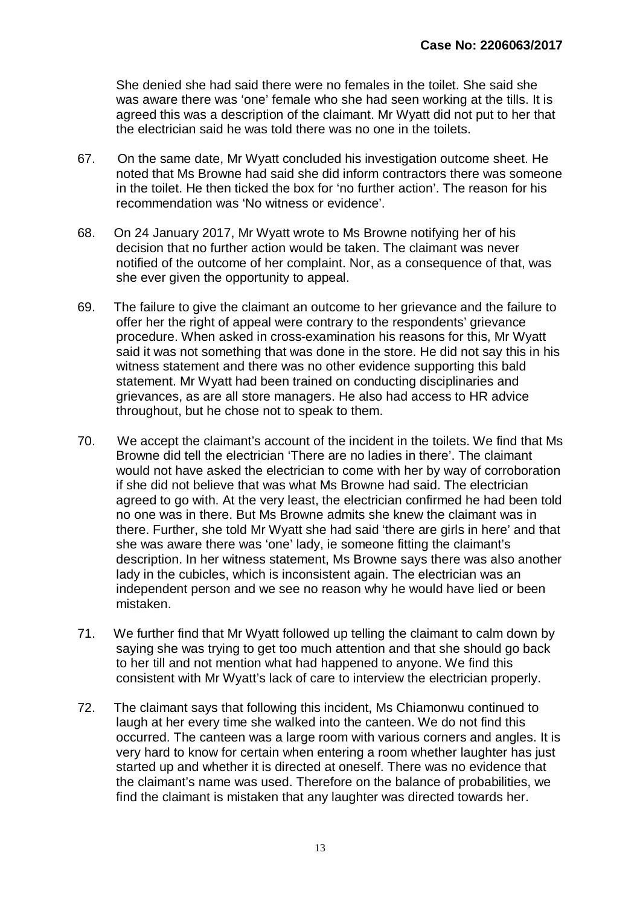She denied she had said there were no females in the toilet. She said she was aware there was 'one' female who she had seen working at the tills. It is agreed this was a description of the claimant. Mr Wyatt did not put to her that the electrician said he was told there was no one in the toilets.

67. On the same date, Mr Wyatt concluded his investigation outcome sheet. He noted that Ms Browne had said she did inform contractors there was someone in the toilet. He then ticked the box for 'no further action'. The reason for his recommendation was 'No witness or evidence'.

68. On 24 January 2017, Mr Wyatt wrote to Ms Browne notifying her of his decision that no further action would be taken. The claimant was never notified of the outcome of her complaint. Nor, as a consequence of that, was she ever given the opportunity to appeal.

69. The failure to give the claimant an outcome to her grievance and the failure to offer her the right of appeal were contrary to the respondents' grievance procedure. When asked in cross-examination his reasons for this, Mr Wyatt said it was not something that was done in the store. He did not say this in his witness statement and there was no other evidence supporting this bald statement. Mr Wyatt had been trained on conducting disciplinaries and grievances, as are all store managers. He also had access to HR advice throughout, but he chose not to speak to them.

70. We accept the claimant's account of the incident in the toilets. We find that Ms Browne did tell the electrician 'There are no ladies in there'. The claimant would not have asked the electrician to come with her by way of corroboration if she did not believe that was what Ms Browne had said. The electrician agreed to go with. At the very least, the electrician confirmed he had been told no one was in there. But Ms Browne admits she knew the claimant was in there. Further, she told Mr Wyatt she had said 'there are girls in here' and that she was aware there was 'one' lady, ie someone fitting the claimant's description. In her witness statement, Ms Browne says there was also another lady in the cubicles, which is inconsistent again. The electrician was an independent person and we see no reason why he would have lied or been mistaken.

71. We further find that Mr Wyatt followed up telling the claimant to calm down by saying she was trying to get too much attention and that she should go back to her till and not mention what had happened to anyone. We find this consistent with Mr Wyatt's lack of care to interview the electrician properly.

72. The claimant says that following this incident, Ms Chiamonwu continued to laugh at her every time she walked into the canteen. We do not find this occurred. The canteen was a large room with various corners and angles. It is very hard to know for certain when entering a room whether laughter has just started up and whether it is directed at oneself. There was no evidence that the claimant's name was used. Therefore on the balance of probabilities, we find the claimant is mistaken that any laughter was directed towards her.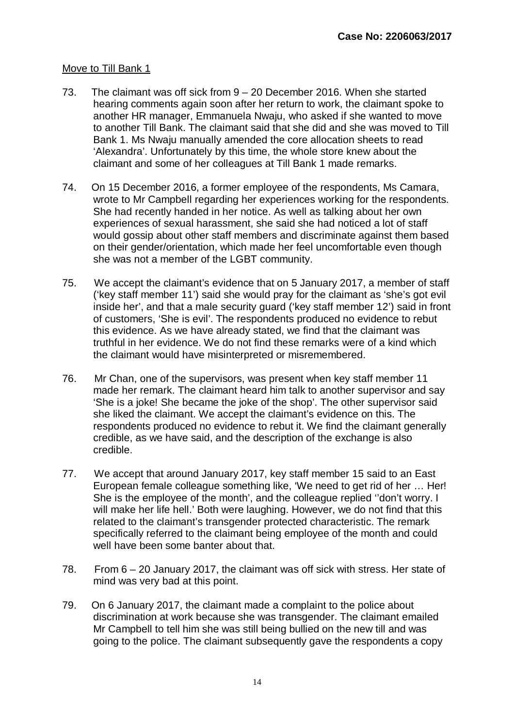Move to Till Bank 1

73. The claimant was off sick from 9 – 20 December 2016. When she started hearing comments again soon after her return to work, the claimant spoke to another HR manager, Emmanuela Nwaju, who asked if she wanted to move to another Till Bank. The claimant said that she did and she was moved to Till Bank 1. Ms Nwaju manually amended the core allocation sheets to read 'Alexandra'. Unfortunately by this time, the whole store knew about the claimant and some of her colleagues at Till Bank 1 made remarks.

74. On 15 December 2016, a former employee of the respondents, Ms Camara, wrote to Mr Campbell regarding her experiences working for the respondents. She had recently handed in her notice. As well as talking about her own experiences of sexual harassment, she said she had noticed a lot of staff would gossip about other staff members and discriminate against them based on their gender/orientation, which made her feel uncomfortable even though she was not a member of the LGBT community.

75. We accept the claimant's evidence that on 5 January 2017, a member of staff ('key staff member 11') said she would pray for the claimant as 'she's got evil inside her', and that a male security guard ('key staff member 12') said in front of customers, 'She is evil'. The respondents produced no evidence to rebut this evidence. As we have already stated, we find that the claimant was truthful in her evidence. We do not find these remarks were of a kind which the claimant would have misinterpreted or misremembered.

76. Mr Chan, one of the supervisors, was present when key staff member 11 made her remark. The claimant heard him talk to another supervisor and say 'She is a joke! She became the joke of the shop'. The other supervisor said she liked the claimant. We accept the claimant's evidence on this. The respondents produced no evidence to rebut it. We find the claimant generally credible, as we have said, and the description of the exchange is also credible.

77. We accept that around January 2017, key staff member 15 said to an East European female colleague something like, 'We need to get rid of her … Her! She is the employee of the month', and the colleague replied ''don't worry. I will make her life hell.' Both were laughing. However, we do not find that this related to the claimant's transgender protected characteristic. The remark specifically referred to the claimant being employee of the month and could well have been some banter about that.

78. From 6 – 20 January 2017, the claimant was off sick with stress. Her state of mind was very bad at this point.

79. On 6 January 2017, the claimant made a complaint to the police about discrimination at work because she was transgender. The claimant emailed Mr Campbell to tell him she was still being bullied on the new till and was going to the police. The claimant subsequently gave the respondents a copy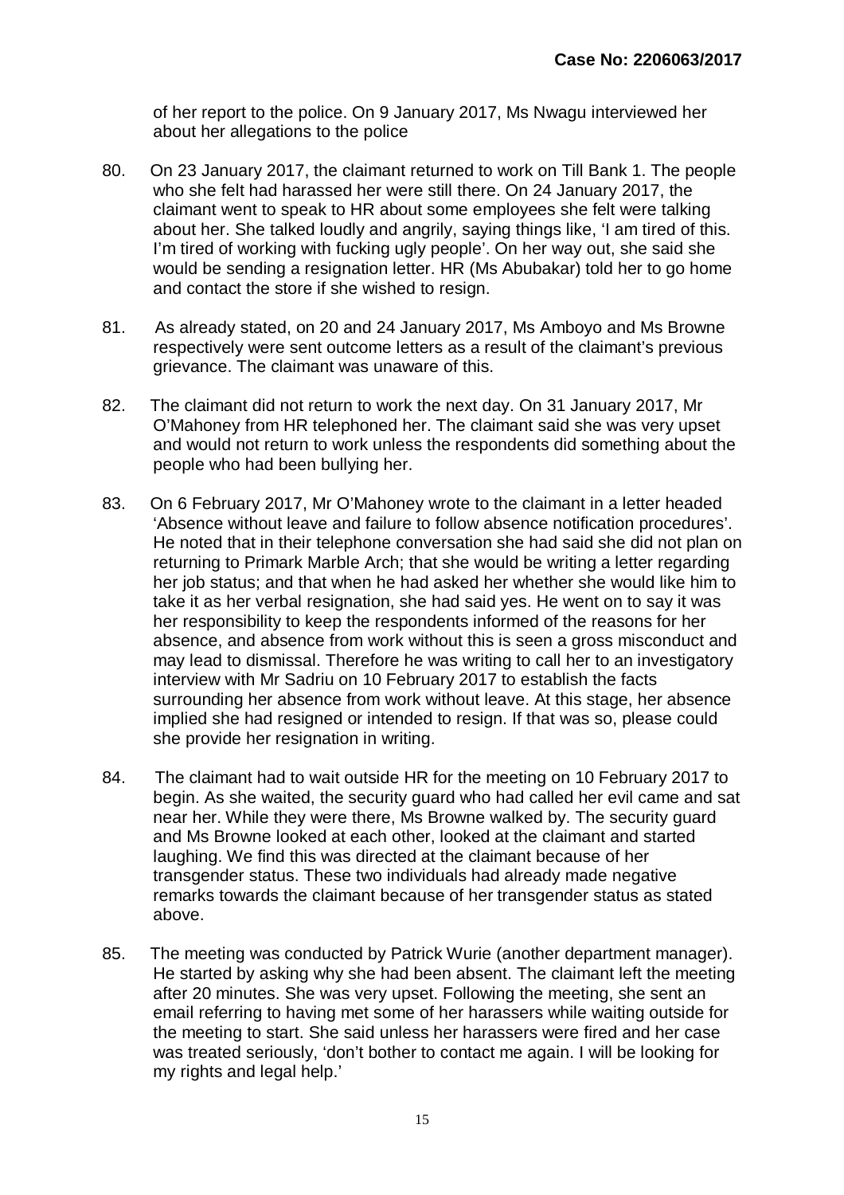of her report to the police. On 9 January 2017, Ms Nwagu interviewed her about her allegations to the police

80. On 23 January 2017, the claimant returned to work on Till Bank 1. The people who she felt had harassed her were still there. On 24 January 2017, the claimant went to speak to HR about some employees she felt were talking about her. She talked loudly and angrily, saying things like, 'I am tired of this. I'm tired of working with fucking ugly people'. On her way out, she said she would be sending a resignation letter. HR (Ms Abubakar) told her to go home and contact the store if she wished to resign.

81. As already stated, on 20 and 24 January 2017, Ms Amboyo and Ms Browne respectively were sent outcome letters as a result of the claimant's previous grievance. The claimant was unaware of this.

82. The claimant did not return to work the next day. On 31 January 2017, Mr O'Mahoney from HR telephoned her. The claimant said she was very upset and would not return to work unless the respondents did something about the people who had been bullying her.

83. On 6 February 2017, Mr O'Mahoney wrote to the claimant in a letter headed 'Absence without leave and failure to follow absence notification procedures'. He noted that in their telephone conversation she had said she did not plan on returning to Primark Marble Arch; that she would be writing a letter regarding her job status; and that when he had asked her whether she would like him to take it as her verbal resignation, she had said yes. He went on to say it was her responsibility to keep the respondents informed of the reasons for her absence, and absence from work without this is seen a gross misconduct and may lead to dismissal. Therefore he was writing to call her to an investigatory interview with Mr Sadriu on 10 February 2017 to establish the facts surrounding her absence from work without leave. At this stage, her absence implied she had resigned or intended to resign. If that was so, please could she provide her resignation in writing.

84. The claimant had to wait outside HR for the meeting on 10 February 2017 to begin. As she waited, the security guard who had called her evil came and sat near her. While they were there, Ms Browne walked by. The security guard and Ms Browne looked at each other, looked at the claimant and started laughing. We find this was directed at the claimant because of her transgender status. These two individuals had already made negative remarks towards the claimant because of her transgender status as stated above.

85. The meeting was conducted by Patrick Wurie (another department manager). He started by asking why she had been absent. The claimant left the meeting after 20 minutes. She was very upset. Following the meeting, she sent an email referring to having met some of her harassers while waiting outside for the meeting to start. She said unless her harassers were fired and her case was treated seriously, 'don't bother to contact me again. I will be looking for my rights and legal help.'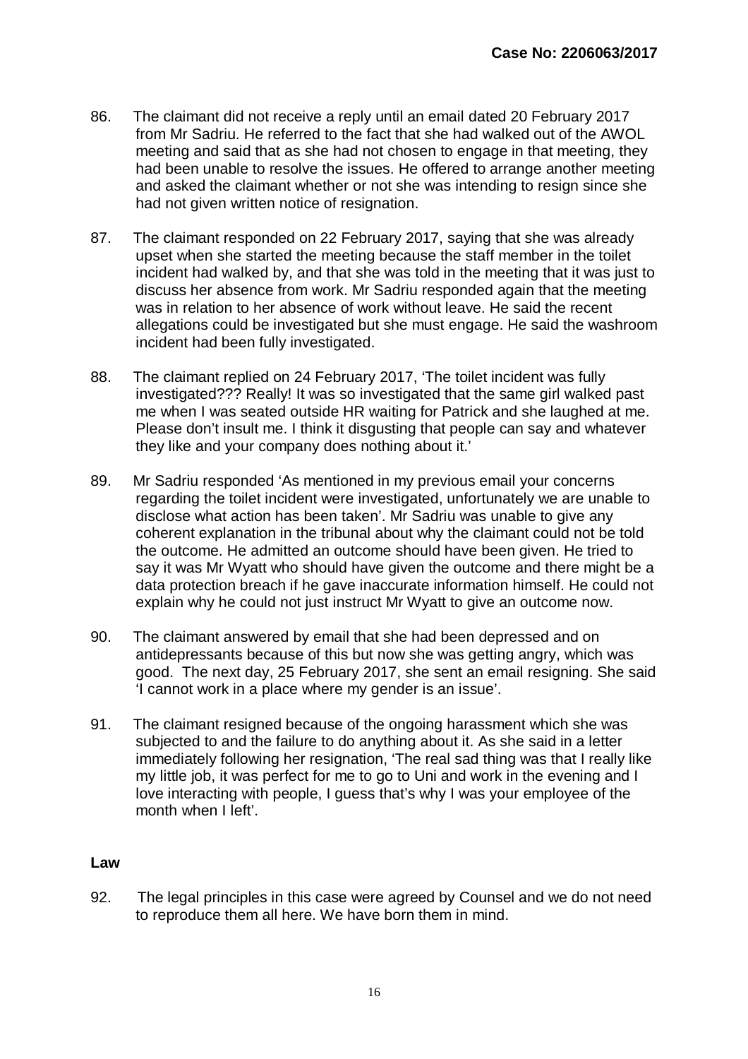86. The claimant did not receive a reply until an email dated 20 February 2017 from Mr Sadriu. He referred to the fact that she had walked out of the AWOL meeting and said that as she had not chosen to engage in that meeting, they had been unable to resolve the issues. He offered to arrange another meeting and asked the claimant whether or not she was intending to resign since she had not given written notice of resignation.

87. The claimant responded on 22 February 2017, saying that she was already upset when she started the meeting because the staff member in the toilet incident had walked by, and that she was told in the meeting that it was just to discuss her absence from work. Mr Sadriu responded again that the meeting was in relation to her absence of work without leave. He said the recent allegations could be investigated but she must engage. He said the washroom incident had been fully investigated.

88. The claimant replied on 24 February 2017, 'The toilet incident was fully investigated??? Really! It was so investigated that the same girl walked past me when I was seated outside HR waiting for Patrick and she laughed at me. Please don't insult me. I think it disgusting that people can say and whatever they like and your company does nothing about it.'

89. Mr Sadriu responded 'As mentioned in my previous email your concerns regarding the toilet incident were investigated, unfortunately we are unable to disclose what action has been taken'. Mr Sadriu was unable to give any coherent explanation in the tribunal about why the claimant could not be told the outcome. He admitted an outcome should have been given. He tried to say it was Mr Wyatt who should have given the outcome and there might be a data protection breach if he gave inaccurate information himself. He could not explain why he could not just instruct Mr Wyatt to give an outcome now.

90. The claimant answered by email that she had been depressed and on antidepressants because of this but now she was getting angry, which was good. The next day, 25 February 2017, she sent an email resigning. She said 'I cannot work in a place where my gender is an issue'.

91. The claimant resigned because of the ongoing harassment which she was subjected to and the failure to do anything about it. As she said in a letter immediately following her resignation, 'The real sad thing was that I really like my little job, it was perfect for me to go to Uni and work in the evening and I love interacting with people, I guess that's why I was your employee of the month when I left'.

## Law

92. The legal principles in this case were agreed by Counsel and we do not need to reproduce them all here. We have born them in mind.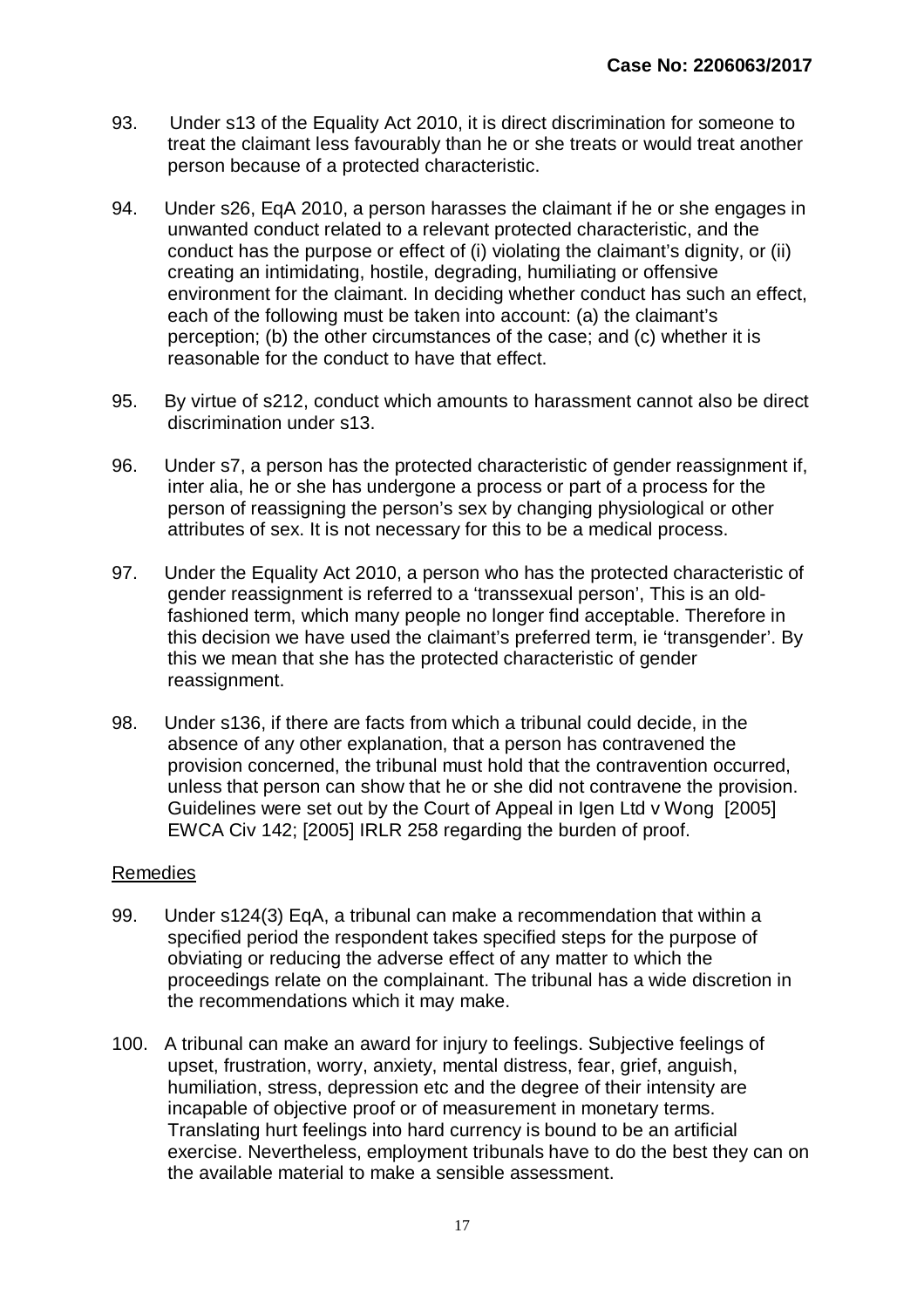93. Under s13 of the Equality Act 2010, it is direct discrimination for someone to treat the claimant less favourably than he or she treats or would treat another person because of a protected characteristic.

94. Under s26, EqA 2010, a person harasses the claimant if he or she engages in unwanted conduct related to a relevant protected characteristic, and the conduct has the purpose or effect of (i) violating the claimant's dignity, or (ii) creating an intimidating, hostile, degrading, humiliating or offensive environment for the claimant. In deciding whether conduct has such an effect, each of the following must be taken into account: (a) the claimant's perception; (b) the other circumstances of the case; and (c) whether it is reasonable for the conduct to have that effect.

95. By virtue of s212, conduct which amounts to harassment cannot also be direct discrimination under s13.

96. Under s7, a person has the protected characteristic of gender reassignment if, inter alia, he or she has undergone a process or part of a process for the person of reassigning the person's sex by changing physiological or other attributes of sex. It is not necessary for this to be a medical process.

97. Under the Equality Act 2010, a person who has the protected characteristic of gender reassignment is referred to a 'transsexual person', This is an old-fashioned term, which many people no longer find acceptable. Therefore in this decision we have used the claimant's preferred term, ie 'transgender'. By this we mean that she has the protected characteristic of gender reassignment.

98. Under s136, if there are facts from which a tribunal could decide, in the absence of any other explanation, that a person has contravened the provision concerned, the tribunal must hold that the contravention occurred, unless that person can show that he or she did not contravene the provision. Guidelines were set out by the Court of Appeal in Igen Ltd v Wong [2005] EWCA Civ 142; [2005] IRLR 258 regarding the burden of proof.

## Remedies

99. Under s124(3) EqA, a tribunal can make a recommendation that within a specified period the respondent takes specified steps for the purpose of obviating or reducing the adverse effect of any matter to which the proceedings relate on the complainant. The tribunal has a wide discretion in the recommendations which it may make.

100. A tribunal can make an award for injury to feelings. Subjective feelings of upset, frustration, worry, anxiety, mental distress, fear, grief, anguish, humiliation, stress, depression etc and the degree of their intensity are incapable of objective proof or of measurement in monetary terms. Translating hurt feelings into hard currency is bound to be an artificial exercise. Nevertheless, employment tribunals have to do the best they can on the available material to make a sensible assessment.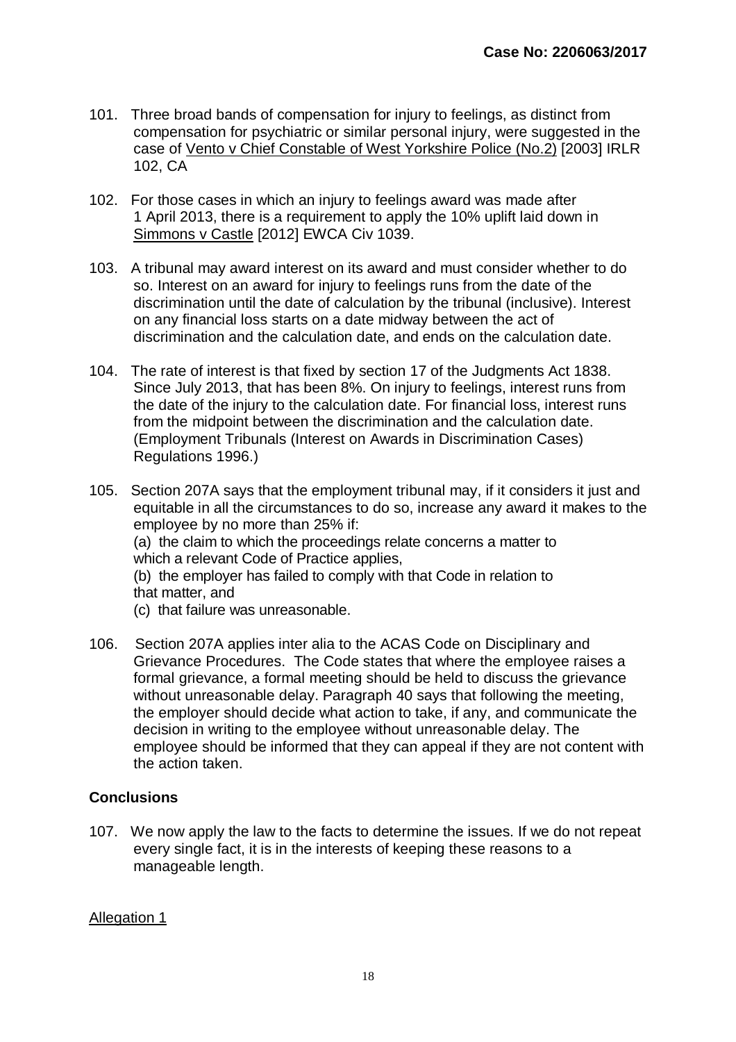101. Three broad bands of compensation for injury to feelings, as distinct from compensation for psychiatric or similar personal injury, were suggested in the case of Vento v Chief Constable of West Yorkshire Police (No.2) [2003] IRLR 102, CA

102. For those cases in which an injury to feelings award was made after 1 April 2013, there is a requirement to apply the 10% uplift laid down in Simmons v Castle [2012] EWCA Civ 1039.

103. A tribunal may award interest on its award and must consider whether to do so. Interest on an award for injury to feelings runs from the date of the discrimination until the date of calculation by the tribunal (inclusive). Interest on any financial loss starts on a date midway between the act of discrimination and the calculation date, and ends on the calculation date.

104. The rate of interest is that fixed by section 17 of the Judgments Act 1838. Since July 2013, that has been 8%. On injury to feelings, interest runs from the date of the injury to the calculation date. For financial loss, interest runs from the midpoint between the discrimination and the calculation date. (Employment Tribunals (Interest on Awards in Discrimination Cases) Regulations 1996.)

105. Section 207A says that the employment tribunal may, if it considers it just and equitable in all the circumstances to do so, increase any award it makes to the employee by no more than 25% if:
(a) the claim to which the proceedings relate concerns a matter to which a relevant Code of Practice applies,
(b) the employer has failed to comply with that Code in relation to that matter, and
(c) that failure was unreasonable.

106. Section 207A applies inter alia to the ACAS Code on Disciplinary and Grievance Procedures. The Code states that where the employee raises a formal grievance, a formal meeting should be held to discuss the grievance without unreasonable delay. Paragraph 40 says that following the meeting, the employer should decide what action to take, if any, and communicate the decision in writing to the employee without unreasonable delay. The employee should be informed that they can appeal if they are not content with the action taken.

## Conclusions

107. We now apply the law to the facts to determine the issues. If we do not repeat every single fact, it is in the interests of keeping these reasons to a manageable length.

Allegation 1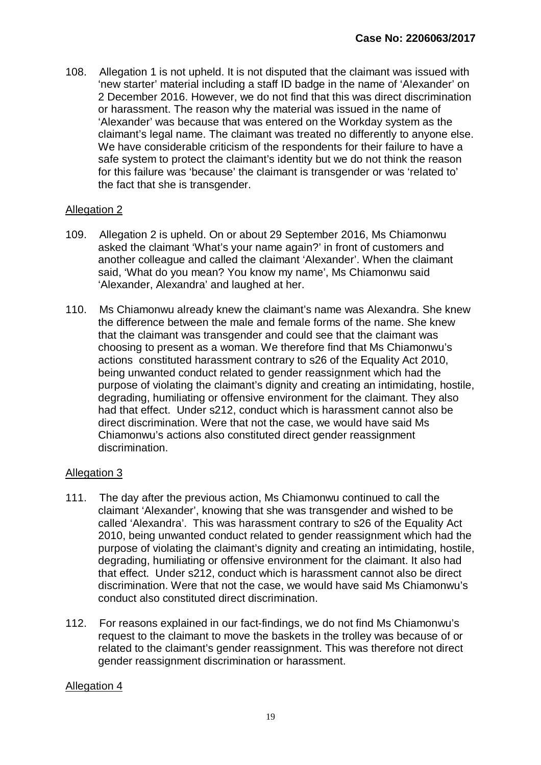108. Allegation 1 is not upheld. It is not disputed that the claimant was issued with 'new starter' material including a staff ID badge in the name of 'Alexander' on 2 December 2016. However, we do not find that this was direct discrimination or harassment. The reason why the material was issued in the name of 'Alexander' was because that was entered on the Workday system as the claimant's legal name. The claimant was treated no differently to anyone else. We have considerable criticism of the respondents for their failure to have a safe system to protect the claimant's identity but we do not think the reason for this failure was 'because' the claimant is transgender or was 'related to' the fact that she is transgender.

## Allegation 2

109. Allegation 2 is upheld. On or about 29 September 2016, Ms Chiamonwu asked the claimant 'What's your name again?' in front of customers and another colleague and called the claimant 'Alexander'. When the claimant said, 'What do you mean? You know my name', Ms Chiamonwu said 'Alexander, Alexandra' and laughed at her.

110. Ms Chiamonwu already knew the claimant's name was Alexandra. She knew the difference between the male and female forms of the name. She knew that the claimant was transgender and could see that the claimant was choosing to present as a woman. We therefore find that Ms Chiamonwu's actions constituted harassment contrary to s26 of the Equality Act 2010, being unwanted conduct related to gender reassignment which had the purpose of violating the claimant's dignity and creating an intimidating, hostile, degrading, humiliating or offensive environment for the claimant. They also had that effect. Under s212, conduct which is harassment cannot also be direct discrimination. Were that not the case, we would have said Ms Chiamonwu's actions also constituted direct gender reassignment discrimination.

## Allegation 3

111. The day after the previous action, Ms Chiamonwu continued to call the claimant 'Alexander', knowing that she was transgender and wished to be called 'Alexandra'. This was harassment contrary to s26 of the Equality Act 2010, being unwanted conduct related to gender reassignment which had the purpose of violating the claimant's dignity and creating an intimidating, hostile, degrading, humiliating or offensive environment for the claimant. It also had that effect. Under s212, conduct which is harassment cannot also be direct discrimination. Were that not the case, we would have said Ms Chiamonwu's conduct also constituted direct discrimination.

112. For reasons explained in our fact-findings, we do not find Ms Chiamonwu's request to the claimant to move the baskets in the trolley was because of or related to the claimant's gender reassignment. This was therefore not direct gender reassignment discrimination or harassment.

## Allegation 4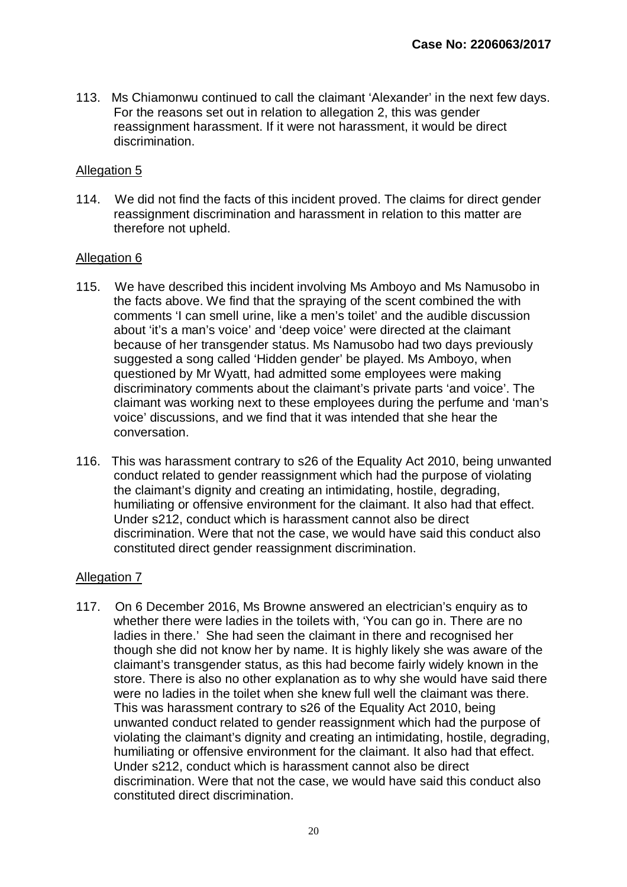113. Ms Chiamonwu continued to call the claimant 'Alexander' in the next few days. For the reasons set out in relation to allegation 2, this was gender reassignment harassment. If it were not harassment, it would be direct discrimination.

Allegation 5

114. We did not find the facts of this incident proved. The claims for direct gender reassignment discrimination and harassment in relation to this matter are therefore not upheld.

Allegation 6

115. We have described this incident involving Ms Amboyo and Ms Namusobo in the facts above. We find that the spraying of the scent combined the with comments 'I can smell urine, like a men's toilet' and the audible discussion about 'it's a man's voice' and 'deep voice' were directed at the claimant because of her transgender status. Ms Namusobo had two days previously suggested a song called 'Hidden gender' be played. Ms Amboyo, when questioned by Mr Wyatt, had admitted some employees were making discriminatory comments about the claimant's private parts 'and voice'. The claimant was working next to these employees during the perfume and 'man's voice' discussions, and we find that it was intended that she hear the conversation.

116. This was harassment contrary to s26 of the Equality Act 2010, being unwanted conduct related to gender reassignment which had the purpose of violating the claimant's dignity and creating an intimidating, hostile, degrading, humiliating or offensive environment for the claimant. It also had that effect. Under s212, conduct which is harassment cannot also be direct discrimination. Were that not the case, we would have said this conduct also constituted direct gender reassignment discrimination.

Allegation 7

117. On 6 December 2016, Ms Browne answered an electrician's enquiry as to whether there were ladies in the toilets with, 'You can go in. There are no ladies in there.' She had seen the claimant in there and recognised her though she did not know her by name. It is highly likely she was aware of the claimant's transgender status, as this had become fairly widely known in the store. There is also no other explanation as to why she would have said there were no ladies in the toilet when she knew full well the claimant was there. This was harassment contrary to s26 of the Equality Act 2010, being unwanted conduct related to gender reassignment which had the purpose of violating the claimant's dignity and creating an intimidating, hostile, degrading, humiliating or offensive environment for the claimant. It also had that effect. Under s212, conduct which is harassment cannot also be direct discrimination. Were that not the case, we would have said this conduct also constituted direct discrimination.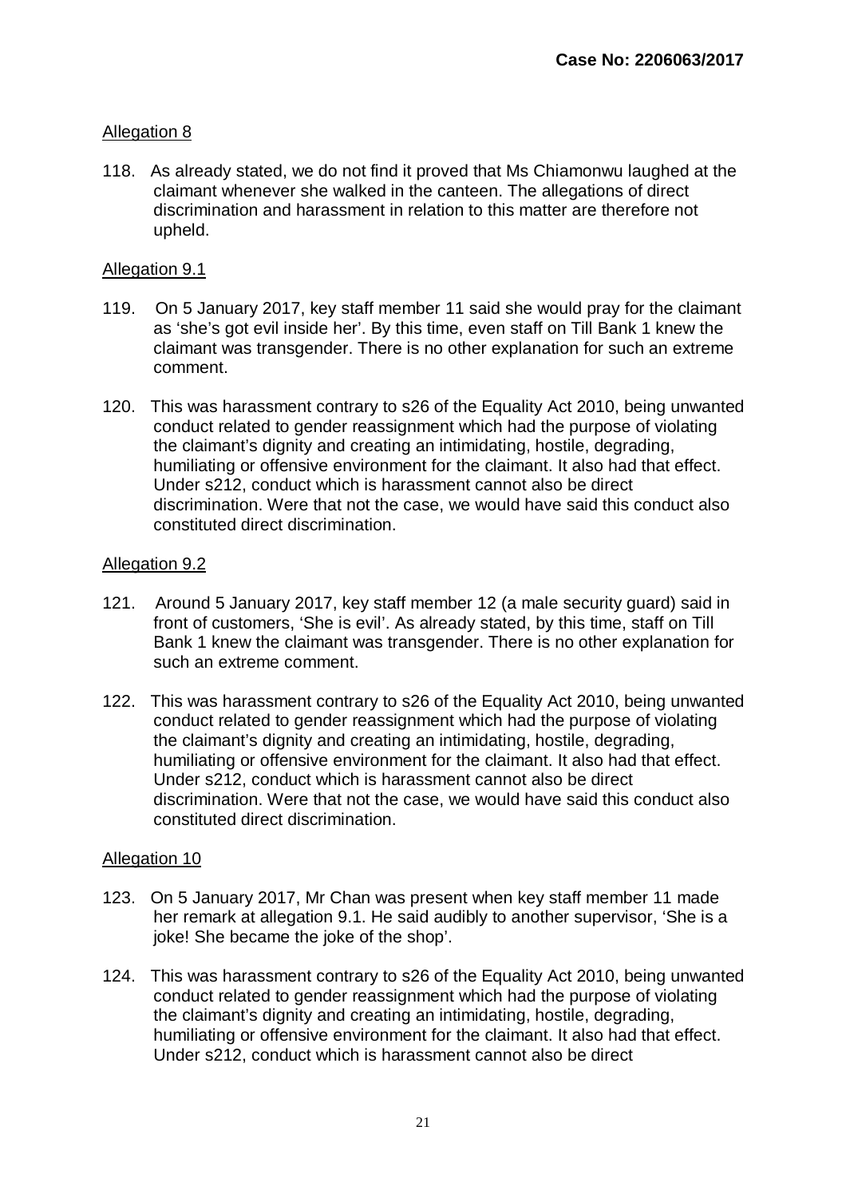Allegation 8

118. As already stated, we do not find it proved that Ms Chiamonwu laughed at the claimant whenever she walked in the canteen. The allegations of direct discrimination and harassment in relation to this matter are therefore not upheld.

Allegation 9.1

119. On 5 January 2017, key staff member 11 said she would pray for the claimant as 'she's got evil inside her'. By this time, even staff on Till Bank 1 knew the claimant was transgender. There is no other explanation for such an extreme comment.

120. This was harassment contrary to s26 of the Equality Act 2010, being unwanted conduct related to gender reassignment which had the purpose of violating the claimant's dignity and creating an intimidating, hostile, degrading, humiliating or offensive environment for the claimant. It also had that effect. Under s212, conduct which is harassment cannot also be direct discrimination. Were that not the case, we would have said this conduct also constituted direct discrimination.

Allegation 9.2

121. Around 5 January 2017, key staff member 12 (a male security guard) said in front of customers, 'She is evil'. As already stated, by this time, staff on Till Bank 1 knew the claimant was transgender. There is no other explanation for such an extreme comment.

122. This was harassment contrary to s26 of the Equality Act 2010, being unwanted conduct related to gender reassignment which had the purpose of violating the claimant's dignity and creating an intimidating, hostile, degrading, humiliating or offensive environment for the claimant. It also had that effect. Under s212, conduct which is harassment cannot also be direct discrimination. Were that not the case, we would have said this conduct also constituted direct discrimination.

Allegation 10

123. On 5 January 2017, Mr Chan was present when key staff member 11 made her remark at allegation 9.1. He said audibly to another supervisor, 'She is a joke! She became the joke of the shop'.

124. This was harassment contrary to s26 of the Equality Act 2010, being unwanted conduct related to gender reassignment which had the purpose of violating the claimant's dignity and creating an intimidating, hostile, degrading, humiliating or offensive environment for the claimant. It also had that effect. Under s212, conduct which is harassment cannot also be direct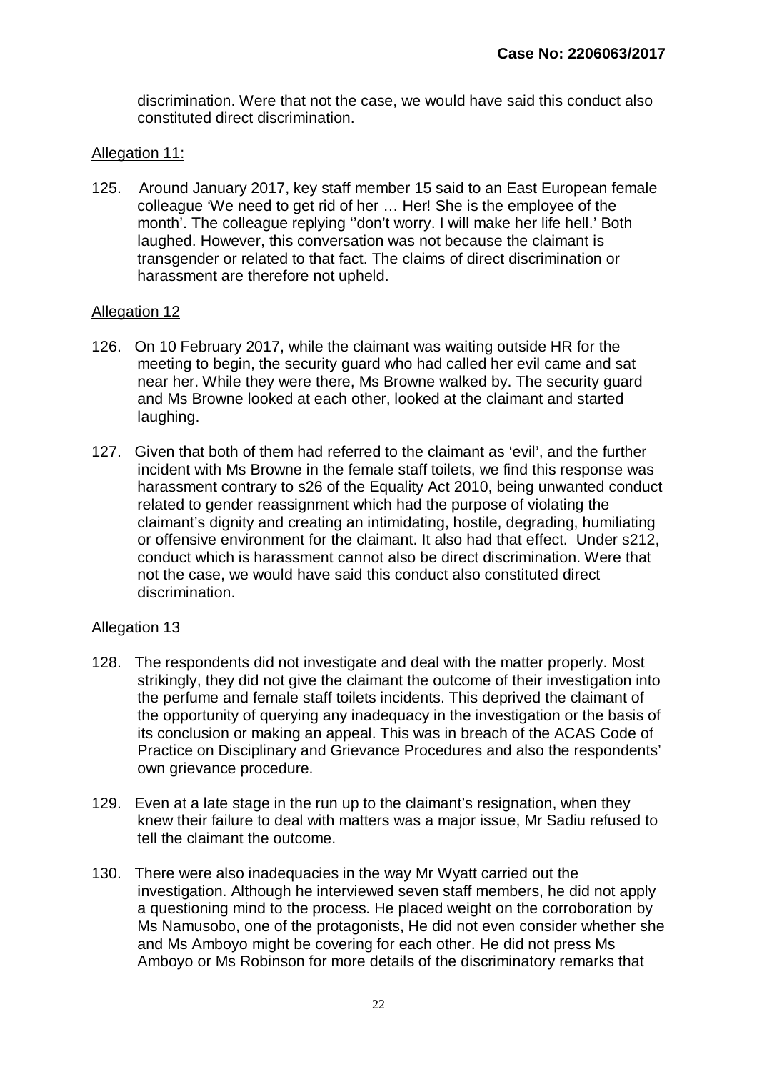discrimination. Were that not the case, we would have said this conduct also constituted direct discrimination.

Allegation 11:

125. Around January 2017, key staff member 15 said to an East European female colleague 'We need to get rid of her … Her! She is the employee of the month'. The colleague replying ''don't worry. I will make her life hell.' Both laughed. However, this conversation was not because the claimant is transgender or related to that fact. The claims of direct discrimination or harassment are therefore not upheld.

Allegation 12

126. On 10 February 2017, while the claimant was waiting outside HR for the meeting to begin, the security guard who had called her evil came and sat near her. While they were there, Ms Browne walked by. The security guard and Ms Browne looked at each other, looked at the claimant and started laughing.

127. Given that both of them had referred to the claimant as 'evil', and the further incident with Ms Browne in the female staff toilets, we find this response was harassment contrary to s26 of the Equality Act 2010, being unwanted conduct related to gender reassignment which had the purpose of violating the claimant's dignity and creating an intimidating, hostile, degrading, humiliating or offensive environment for the claimant. It also had that effect. Under s212, conduct which is harassment cannot also be direct discrimination. Were that not the case, we would have said this conduct also constituted direct discrimination.

Allegation 13

128. The respondents did not investigate and deal with the matter properly. Most strikingly, they did not give the claimant the outcome of their investigation into the perfume and female staff toilets incidents. This deprived the claimant of the opportunity of querying any inadequacy in the investigation or the basis of its conclusion or making an appeal. This was in breach of the ACAS Code of Practice on Disciplinary and Grievance Procedures and also the respondents' own grievance procedure.

129. Even at a late stage in the run up to the claimant's resignation, when they knew their failure to deal with matters was a major issue, Mr Sadiu refused to tell the claimant the outcome.

130. There were also inadequacies in the way Mr Wyatt carried out the investigation. Although he interviewed seven staff members, he did not apply a questioning mind to the process. He placed weight on the corroboration by Ms Namusobo, one of the protagonists, He did not even consider whether she and Ms Amboyo might be covering for each other. He did not press Ms Amboyo or Ms Robinson for more details of the discriminatory remarks that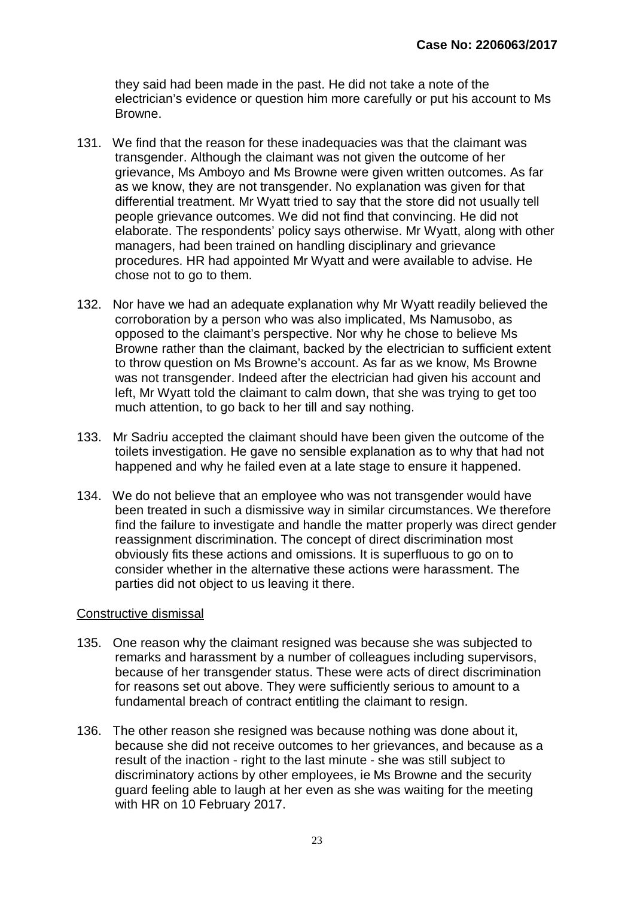they said had been made in the past. He did not take a note of the electrician's evidence or question him more carefully or put his account to Ms Browne.

131. We find that the reason for these inadequacies was that the claimant was transgender. Although the claimant was not given the outcome of her grievance, Ms Amboyo and Ms Browne were given written outcomes. As far as we know, they are not transgender. No explanation was given for that differential treatment. Mr Wyatt tried to say that the store did not usually tell people grievance outcomes. We did not find that convincing. He did not elaborate. The respondents' policy says otherwise. Mr Wyatt, along with other managers, had been trained on handling disciplinary and grievance procedures. HR had appointed Mr Wyatt and were available to advise. He chose not to go to them.

132. Nor have we had an adequate explanation why Mr Wyatt readily believed the corroboration by a person who was also implicated, Ms Namusobo, as opposed to the claimant's perspective. Nor why he chose to believe Ms Browne rather than the claimant, backed by the electrician to sufficient extent to throw question on Ms Browne's account. As far as we know, Ms Browne was not transgender. Indeed after the electrician had given his account and left, Mr Wyatt told the claimant to calm down, that she was trying to get too much attention, to go back to her till and say nothing.

133. Mr Sadriu accepted the claimant should have been given the outcome of the toilets investigation. He gave no sensible explanation as to why that had not happened and why he failed even at a late stage to ensure it happened.

134. We do not believe that an employee who was not transgender would have been treated in such a dismissive way in similar circumstances. We therefore find the failure to investigate and handle the matter properly was direct gender reassignment discrimination. The concept of direct discrimination most obviously fits these actions and omissions. It is superfluous to go on to consider whether in the alternative these actions were harassment. The parties did not object to us leaving it there.

Constructive dismissal

135. One reason why the claimant resigned was because she was subjected to remarks and harassment by a number of colleagues including supervisors, because of her transgender status. These were acts of direct discrimination for reasons set out above. They were sufficiently serious to amount to a fundamental breach of contract entitling the claimant to resign.

136. The other reason she resigned was because nothing was done about it, because she did not receive outcomes to her grievances, and because as a result of the inaction - right to the last minute - she was still subject to discriminatory actions by other employees, ie Ms Browne and the security guard feeling able to laugh at her even as she was waiting for the meeting with HR on 10 February 2017.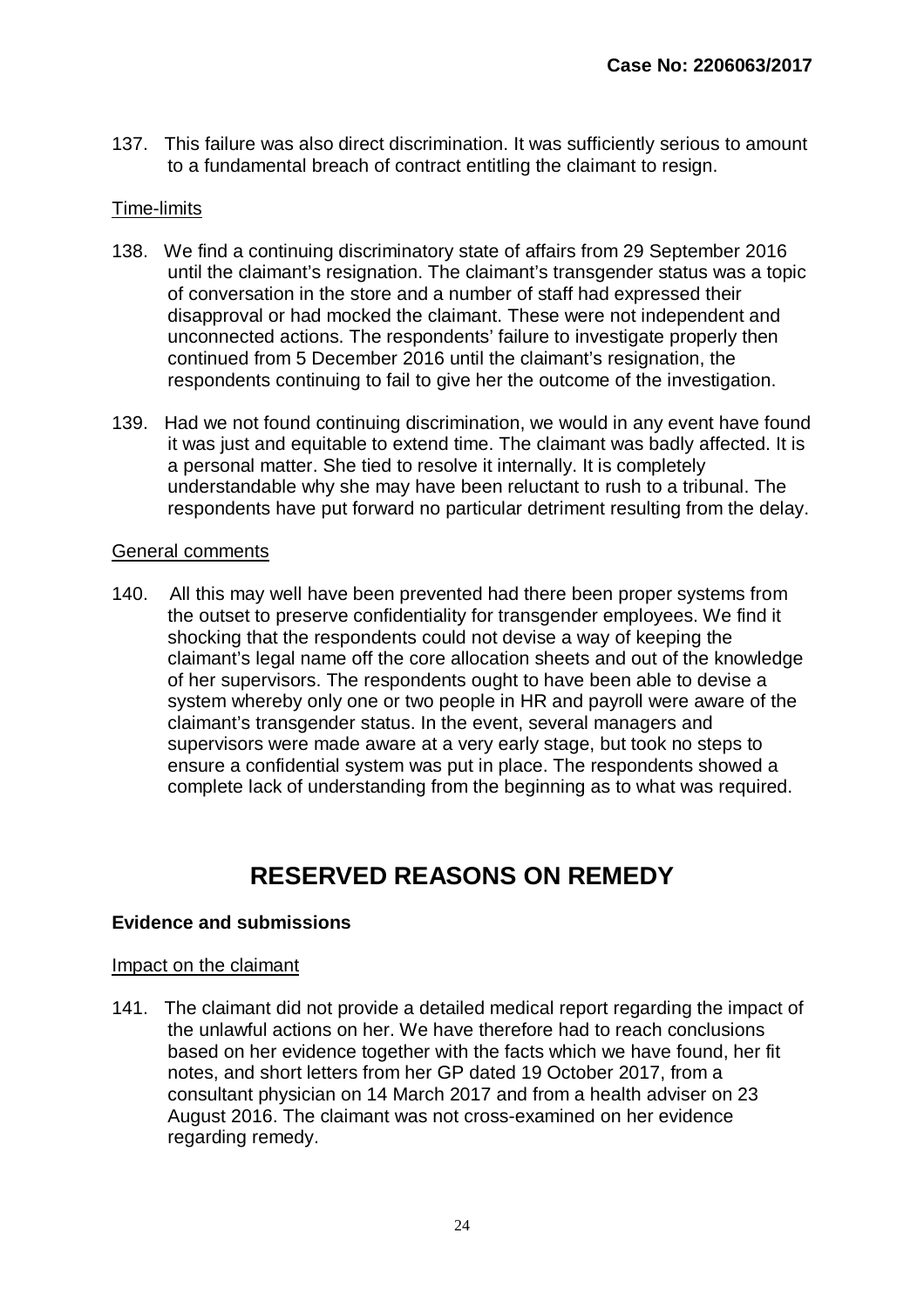137. This failure was also direct discrimination. It was sufficiently serious to amount to a fundamental breach of contract entitling the claimant to resign.

Time-limits

138. We find a continuing discriminatory state of affairs from 29 September 2016 until the claimant's resignation. The claimant's transgender status was a topic of conversation in the store and a number of staff had expressed their disapproval or had mocked the claimant. These were not independent and unconnected actions. The respondents' failure to investigate properly then continued from 5 December 2016 until the claimant's resignation, the respondents continuing to fail to give her the outcome of the investigation.

139. Had we not found continuing discrimination, we would in any event have found it was just and equitable to extend time. The claimant was badly affected. It is a personal matter. She tied to resolve it internally. It is completely understandable why she may have been reluctant to rush to a tribunal. The respondents have put forward no particular detriment resulting from the delay.

General comments

140. All this may well have been prevented had there been proper systems from the outset to preserve confidentiality for transgender employees. We find it shocking that the respondents could not devise a way of keeping the claimant's legal name off the core allocation sheets and out of the knowledge of her supervisors. The respondents ought to have been able to devise a system whereby only one or two people in HR and payroll were aware of the claimant's transgender status. In the event, several managers and supervisors were made aware at a very early stage, but took no steps to ensure a confidential system was put in place. The respondents showed a complete lack of understanding from the beginning as to what was required.

# RESERVED REASONS ON REMEDY

**Evidence and submissions**

Impact on the claimant

141. The claimant did not provide a detailed medical report regarding the impact of the unlawful actions on her. We have therefore had to reach conclusions based on her evidence together with the facts which we have found, her fit notes, and short letters from her GP dated 19 October 2017, from a consultant physician on 14 March 2017 and from a health adviser on 23 August 2016. The claimant was not cross-examined on her evidence regarding remedy.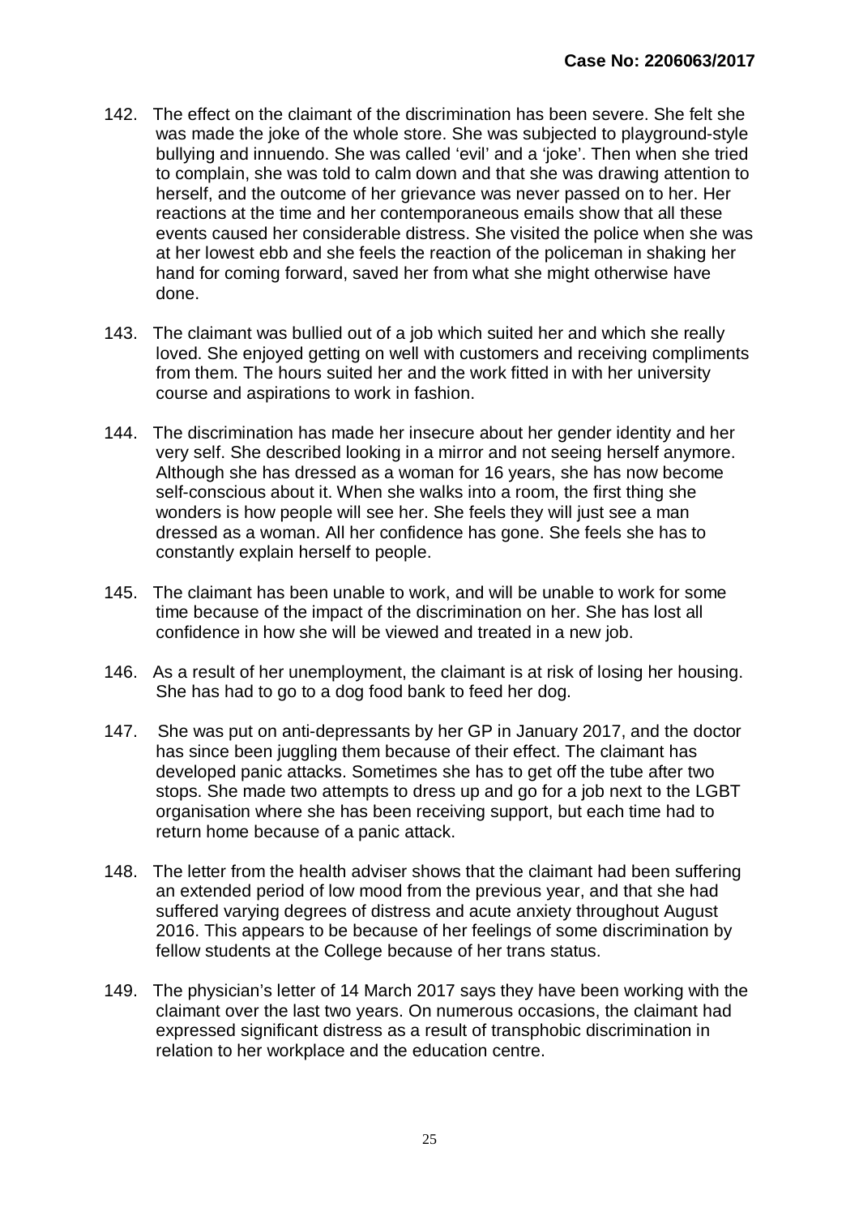142. The effect on the claimant of the discrimination has been severe. She felt she was made the joke of the whole store. She was subjected to playground-style bullying and innuendo. She was called 'evil' and a 'joke'. Then when she tried to complain, she was told to calm down and that she was drawing attention to herself, and the outcome of her grievance was never passed on to her. Her reactions at the time and her contemporaneous emails show that all these events caused her considerable distress. She visited the police when she was at her lowest ebb and she feels the reaction of the policeman in shaking her hand for coming forward, saved her from what she might otherwise have done.

143. The claimant was bullied out of a job which suited her and which she really loved. She enjoyed getting on well with customers and receiving compliments from them. The hours suited her and the work fitted in with her university course and aspirations to work in fashion.

144. The discrimination has made her insecure about her gender identity and her very self. She described looking in a mirror and not seeing herself anymore. Although she has dressed as a woman for 16 years, she has now become self-conscious about it. When she walks into a room, the first thing she wonders is how people will see her. She feels they will just see a man dressed as a woman. All her confidence has gone. She feels she has to constantly explain herself to people.

145. The claimant has been unable to work, and will be unable to work for some time because of the impact of the discrimination on her. She has lost all confidence in how she will be viewed and treated in a new job.

146. As a result of her unemployment, the claimant is at risk of losing her housing. She has had to go to a dog food bank to feed her dog.

147. She was put on anti-depressants by her GP in January 2017, and the doctor has since been juggling them because of their effect. The claimant has developed panic attacks. Sometimes she has to get off the tube after two stops. She made two attempts to dress up and go for a job next to the LGBT organisation where she has been receiving support, but each time had to return home because of a panic attack.

148. The letter from the health adviser shows that the claimant had been suffering an extended period of low mood from the previous year, and that she had suffered varying degrees of distress and acute anxiety throughout August 2016. This appears to be because of her feelings of some discrimination by fellow students at the College because of her trans status.

149. The physician's letter of 14 March 2017 says they have been working with the claimant over the last two years. On numerous occasions, the claimant had expressed significant distress as a result of transphobic discrimination in relation to her workplace and the education centre.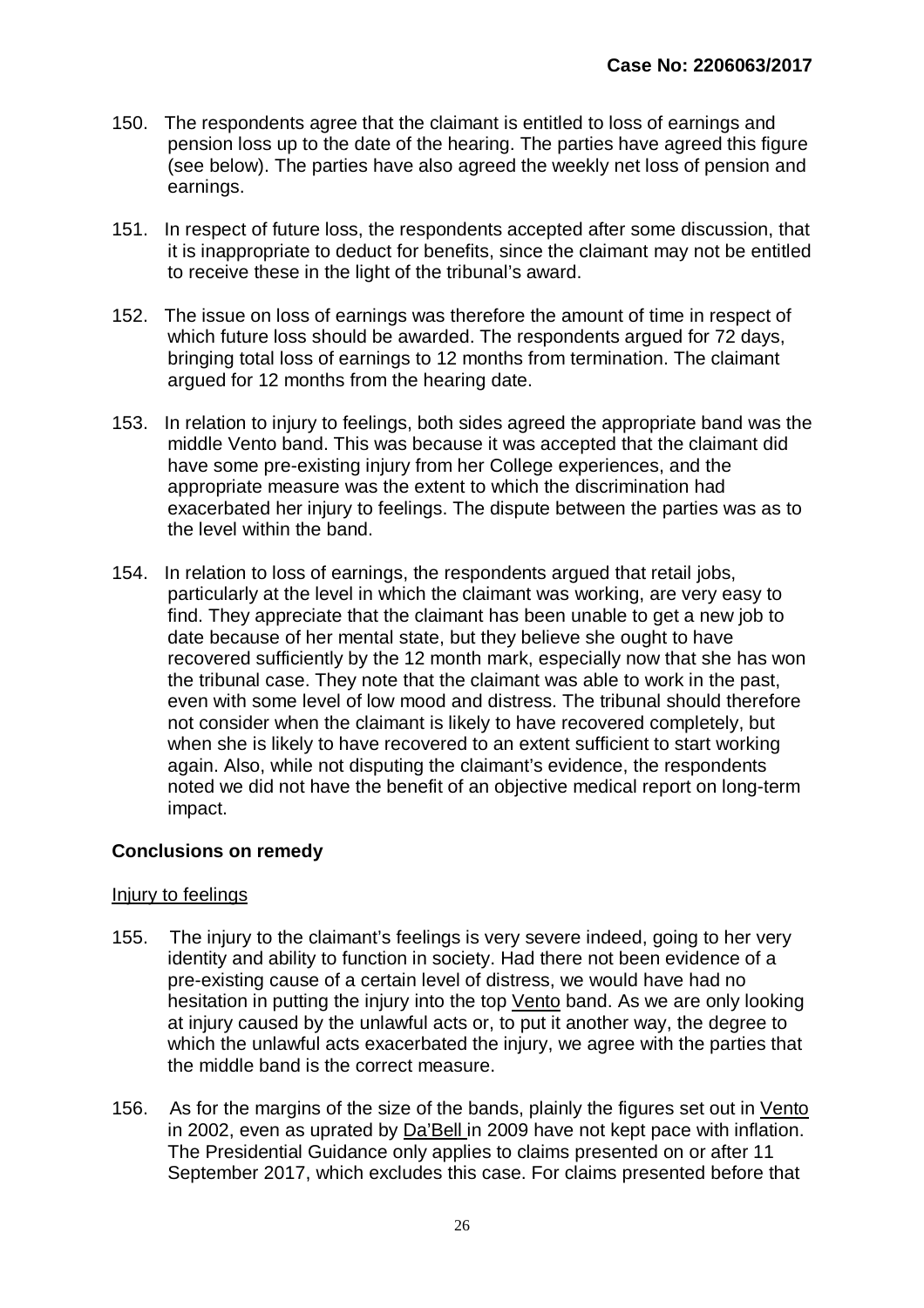150. The respondents agree that the claimant is entitled to loss of earnings and pension loss up to the date of the hearing. The parties have agreed this figure (see below). The parties have also agreed the weekly net loss of pension and earnings.

151. In respect of future loss, the respondents accepted after some discussion, that it is inappropriate to deduct for benefits, since the claimant may not be entitled to receive these in the light of the tribunal's award.

152. The issue on loss of earnings was therefore the amount of time in respect of which future loss should be awarded. The respondents argued for 72 days, bringing total loss of earnings to 12 months from termination. The claimant argued for 12 months from the hearing date.

153. In relation to injury to feelings, both sides agreed the appropriate band was the middle Vento band. This was because it was accepted that the claimant did have some pre-existing injury from her College experiences, and the appropriate measure was the extent to which the discrimination had exacerbated her injury to feelings. The dispute between the parties was as to the level within the band.

154. In relation to loss of earnings, the respondents argued that retail jobs, particularly at the level in which the claimant was working, are very easy to find. They appreciate that the claimant has been unable to get a new job to date because of her mental state, but they believe she ought to have recovered sufficiently by the 12 month mark, especially now that she has won the tribunal case. They note that the claimant was able to work in the past, even with some level of low mood and distress. The tribunal should therefore not consider when the claimant is likely to have recovered completely, but when she is likely to have recovered to an extent sufficient to start working again. Also, while not disputing the claimant's evidence, the respondents noted we did not have the benefit of an objective medical report on long-term impact.

## Conclusions on remedy

Injury to feelings

155. The injury to the claimant's feelings is very severe indeed, going to her very identity and ability to function in society. Had there not been evidence of a pre-existing cause of a certain level of distress, we would have had no hesitation in putting the injury into the top Vento band. As we are only looking at injury caused by the unlawful acts or, to put it another way, the degree to which the unlawful acts exacerbated the injury, we agree with the parties that the middle band is the correct measure.

156. As for the margins of the size of the bands, plainly the figures set out in Vento in 2002, even as uprated by Da'Bell in 2009 have not kept pace with inflation. The Presidential Guidance only applies to claims presented on or after 11 September 2017, which excludes this case. For claims presented before that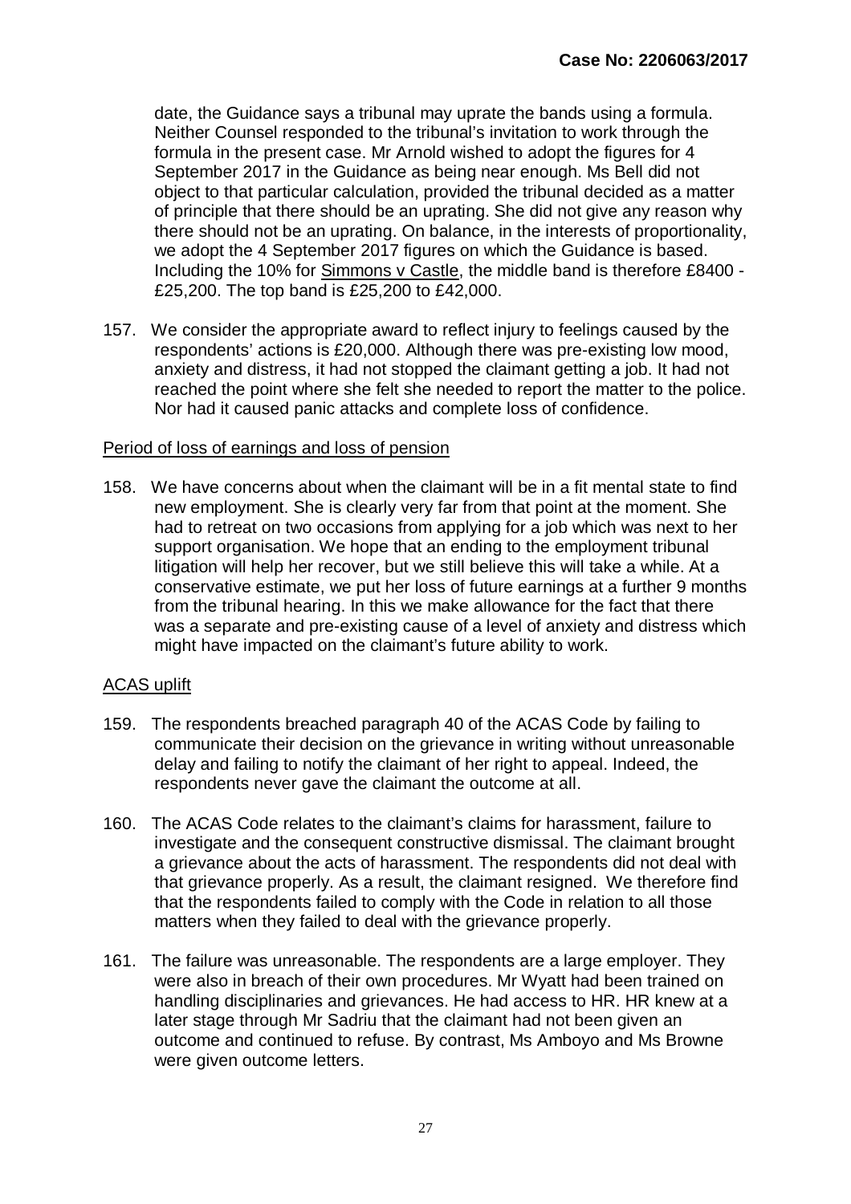date, the Guidance says a tribunal may uprate the bands using a formula. Neither Counsel responded to the tribunal's invitation to work through the formula in the present case. Mr Arnold wished to adopt the figures for 4 September 2017 in the Guidance as being near enough. Ms Bell did not object to that particular calculation, provided the tribunal decided as a matter of principle that there should be an uprating. She did not give any reason why there should not be an uprating. On balance, in the interests of proportionality, we adopt the 4 September 2017 figures on which the Guidance is based. Including the 10% for Simmons v Castle, the middle band is therefore £8400 - £25,200. The top band is £25,200 to £42,000.

157. We consider the appropriate award to reflect injury to feelings caused by the respondents' actions is £20,000. Although there was pre-existing low mood, anxiety and distress, it had not stopped the claimant getting a job. It had not reached the point where she felt she needed to report the matter to the police. Nor had it caused panic attacks and complete loss of confidence.

Period of loss of earnings and loss of pension

158. We have concerns about when the claimant will be in a fit mental state to find new employment. She is clearly very far from that point at the moment. She had to retreat on two occasions from applying for a job which was next to her support organisation. We hope that an ending to the employment tribunal litigation will help her recover, but we still believe this will take a while. At a conservative estimate, we put her loss of future earnings at a further 9 months from the tribunal hearing. In this we make allowance for the fact that there was a separate and pre-existing cause of a level of anxiety and distress which might have impacted on the claimant's future ability to work.

ACAS uplift

159. The respondents breached paragraph 40 of the ACAS Code by failing to communicate their decision on the grievance in writing without unreasonable delay and failing to notify the claimant of her right to appeal. Indeed, the respondents never gave the claimant the outcome at all.

160. The ACAS Code relates to the claimant's claims for harassment, failure to investigate and the consequent constructive dismissal. The claimant brought a grievance about the acts of harassment. The respondents did not deal with that grievance properly. As a result, the claimant resigned. We therefore find that the respondents failed to comply with the Code in relation to all those matters when they failed to deal with the grievance properly.

161. The failure was unreasonable. The respondents are a large employer. They were also in breach of their own procedures. Mr Wyatt had been trained on handling disciplinaries and grievances. He had access to HR. HR knew at a later stage through Mr Sadriu that the claimant had not been given an outcome and continued to refuse. By contrast, Ms Amboyo and Ms Browne were given outcome letters.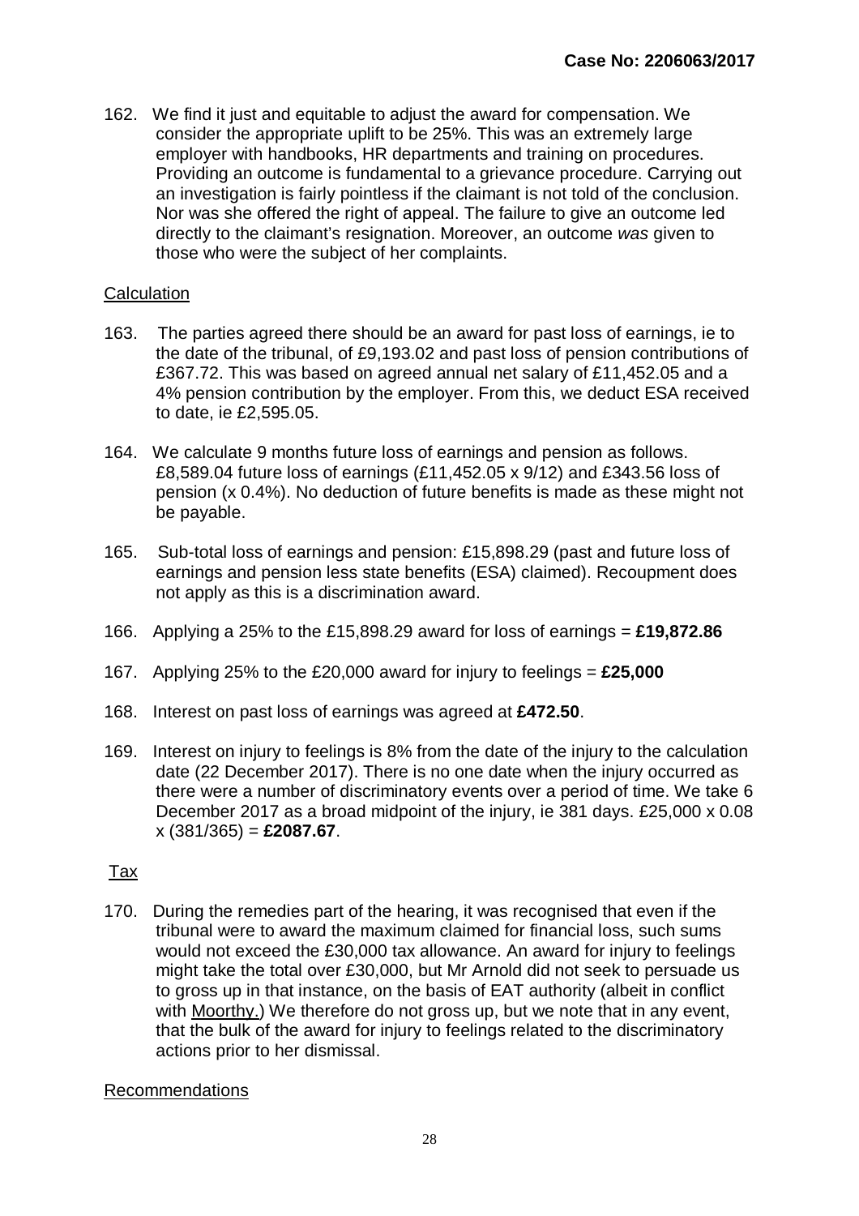162. We find it just and equitable to adjust the award for compensation. We consider the appropriate uplift to be 25%. This was an extremely large employer with handbooks, HR departments and training on procedures. Providing an outcome is fundamental to a grievance procedure. Carrying out an investigation is fairly pointless if the claimant is not told of the conclusion. Nor was she offered the right of appeal. The failure to give an outcome led directly to the claimant's resignation. Moreover, an outcome *was* given to those who were the subject of her complaints.

Calculation

163. The parties agreed there should be an award for past loss of earnings, ie to the date of the tribunal, of £9,193.02 and past loss of pension contributions of £367.72. This was based on agreed annual net salary of £11,452.05 and a 4% pension contribution by the employer. From this, we deduct ESA received to date, ie £2,595.05.

164. We calculate 9 months future loss of earnings and pension as follows. £8,589.04 future loss of earnings (£11,452.05 x 9/12) and £343.56 loss of pension (x 0.4%). No deduction of future benefits is made as these might not be payable.

165. Sub-total loss of earnings and pension: £15,898.29 (past and future loss of earnings and pension less state benefits (ESA) claimed). Recoupment does not apply as this is a discrimination award.

166. Applying a 25% to the £15,898.29 award for loss of earnings = **£19,872.86**

167. Applying 25% to the £20,000 award for injury to feelings = **£25,000**

168. Interest on past loss of earnings was agreed at **£472.50**.

169. Interest on injury to feelings is 8% from the date of the injury to the calculation date (22 December 2017). There is no one date when the injury occurred as there were a number of discriminatory events over a period of time. We take 6 December 2017 as a broad midpoint of the injury, ie 381 days. £25,000 x 0.08 x (381/365) = **£2087.67**.

Tax

170. During the remedies part of the hearing, it was recognised that even if the tribunal were to award the maximum claimed for financial loss, such sums would not exceed the £30,000 tax allowance. An award for injury to feelings might take the total over £30,000, but Mr Arnold did not seek to persuade us to gross up in that instance, on the basis of EAT authority (albeit in conflict with Moorthy.) We therefore do not gross up, but we note that in any event, that the bulk of the award for injury to feelings related to the discriminatory actions prior to her dismissal.

Recommendations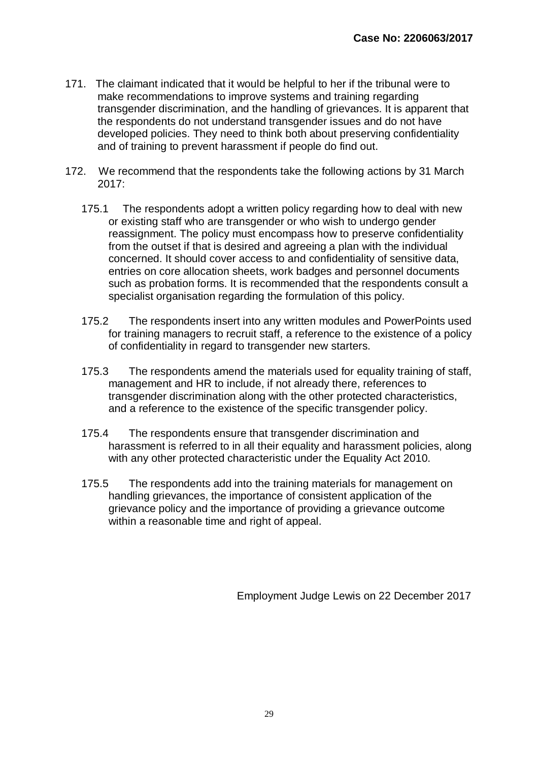171. The claimant indicated that it would be helpful to her if the tribunal were to make recommendations to improve systems and training regarding transgender discrimination, and the handling of grievances. It is apparent that the respondents do not understand transgender issues and do not have developed policies. They need to think both about preserving confidentiality and of training to prevent harassment if people do find out.

172. We recommend that the respondents take the following actions by 31 March 2017:

175.1 The respondents adopt a written policy regarding how to deal with new or existing staff who are transgender or who wish to undergo gender reassignment. The policy must encompass how to preserve confidentiality from the outset if that is desired and agreeing a plan with the individual concerned. It should cover access to and confidentiality of sensitive data, entries on core allocation sheets, work badges and personnel documents such as probation forms. It is recommended that the respondents consult a specialist organisation regarding the formulation of this policy.

175.2 The respondents insert into any written modules and PowerPoints used for training managers to recruit staff, a reference to the existence of a policy of confidentiality in regard to transgender new starters.

175.3 The respondents amend the materials used for equality training of staff, management and HR to include, if not already there, references to transgender discrimination along with the other protected characteristics, and a reference to the existence of the specific transgender policy.

175.4 The respondents ensure that transgender discrimination and harassment is referred to in all their equality and harassment policies, along with any other protected characteristic under the Equality Act 2010.

175.5 The respondents add into the training materials for management on handling grievances, the importance of consistent application of the grievance policy and the importance of providing a grievance outcome within a reasonable time and right of appeal.

Employment Judge Lewis on 22 December 2017